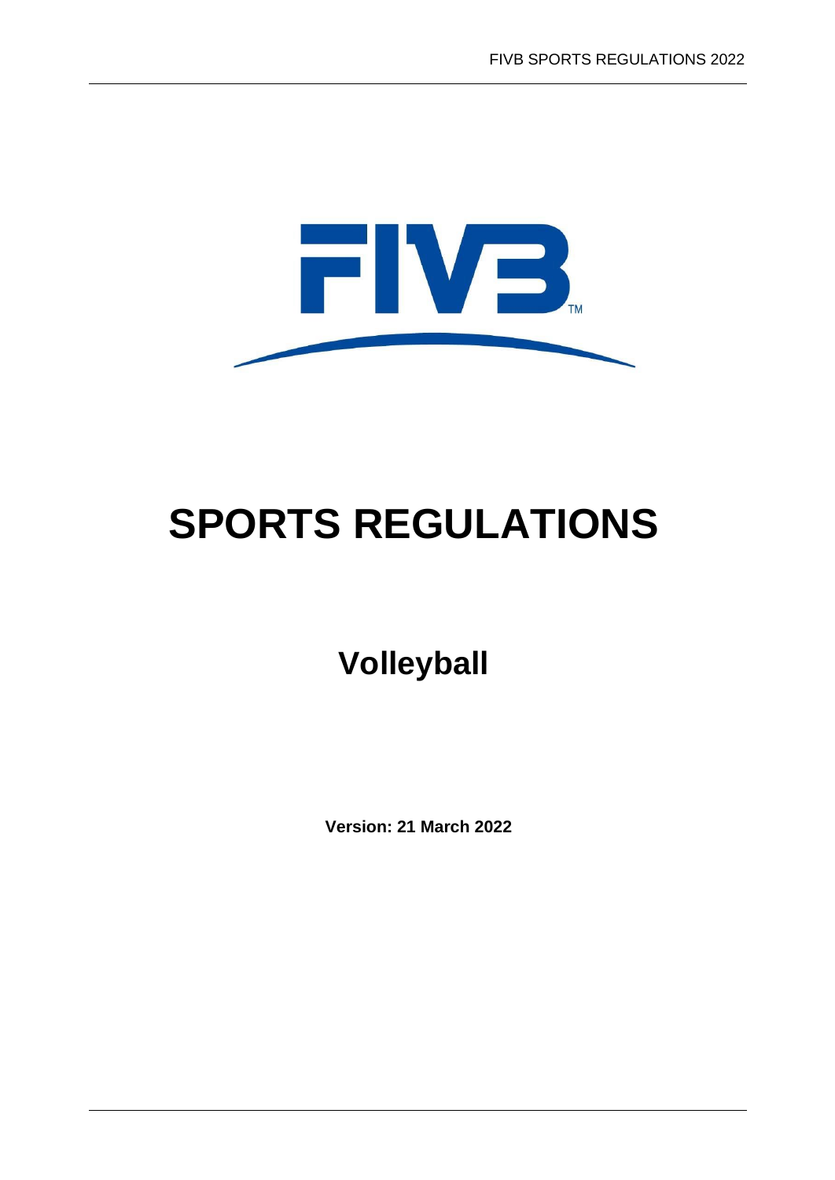# SPORTS REGULATIONS

## Volleyball

**Version: 21 March 2022**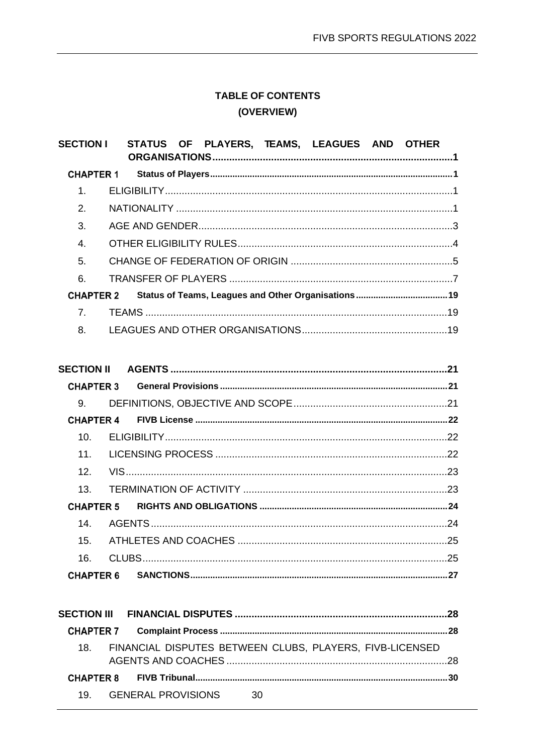# TABLE OF CONTENTS
## (OVERVIEW)

**SECTION I STATUS OF PLAYERS, TEAMS, LEAGUES AND OTHER ORGANISATIONS ..... 1**

**CHAPTER 1 Status of Players ..... 1**

1. ELIGIBILITY ..... 1
2. NATIONALITY ..... 1
3. AGE AND GENDER ..... 3
4. OTHER ELIGIBILITY RULES ..... 4
5. CHANGE OF FEDERATION OF ORIGIN ..... 5
6. TRANSFER OF PLAYERS ..... 7

**CHAPTER 2 Status of Teams, Leagues and Other Organisations ..... 19**

7. TEAMS ..... 19
8. LEAGUES AND OTHER ORGANISATIONS ..... 19

**SECTION II AGENTS ..... 21**

**CHAPTER 3 General Provisions ..... 21**

9. DEFINITIONS, OBJECTIVE AND SCOPE ..... 21

**CHAPTER 4 FIVB License ..... 22**

10. ELIGIBILITY ..... 22
11. LICENSING PROCESS ..... 22
12. VIS ..... 23
13. TERMINATION OF ACTIVITY ..... 23

**CHAPTER 5 RIGHTS AND OBLIGATIONS ..... 24**

14. AGENTS ..... 24
15. ATHLETES AND COACHES ..... 25
16. CLUBS ..... 25

**CHAPTER 6 SANCTIONS ..... 27**

**SECTION III FINANCIAL DISPUTES ..... 28**

**CHAPTER 7 Complaint Process ..... 28**

18. FINANCIAL DISPUTES BETWEEN CLUBS, PLAYERS, FIVB-LICENSED AGENTS AND COACHES ..... 28

**CHAPTER 8 FIVB Tribunal ..... 30**

19. GENERAL PROVISIONS 30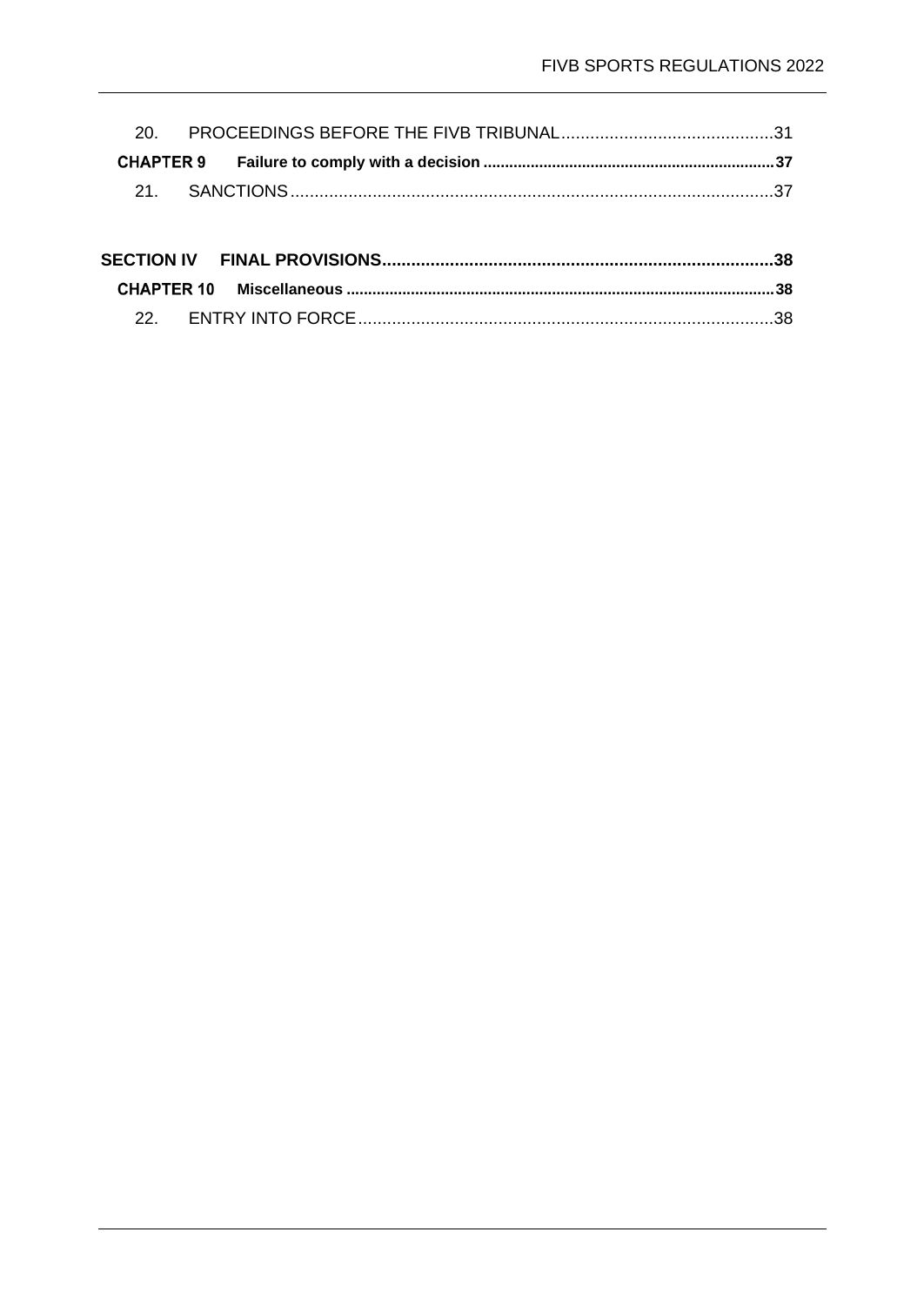20. PROCEEDINGS BEFORE THE FIVB TRIBUNAL ............................................ 31

**CHAPTER 9 Failure to comply with a decision ................................................................... 37**

21. SANCTIONS ................................................................................................... 37

**SECTION IV FINAL PROVISIONS ................................................................................. 38**

**CHAPTER 10 Miscellaneous ........................................................................................... 38**

22. ENTRY INTO FORCE ..................................................................................... 38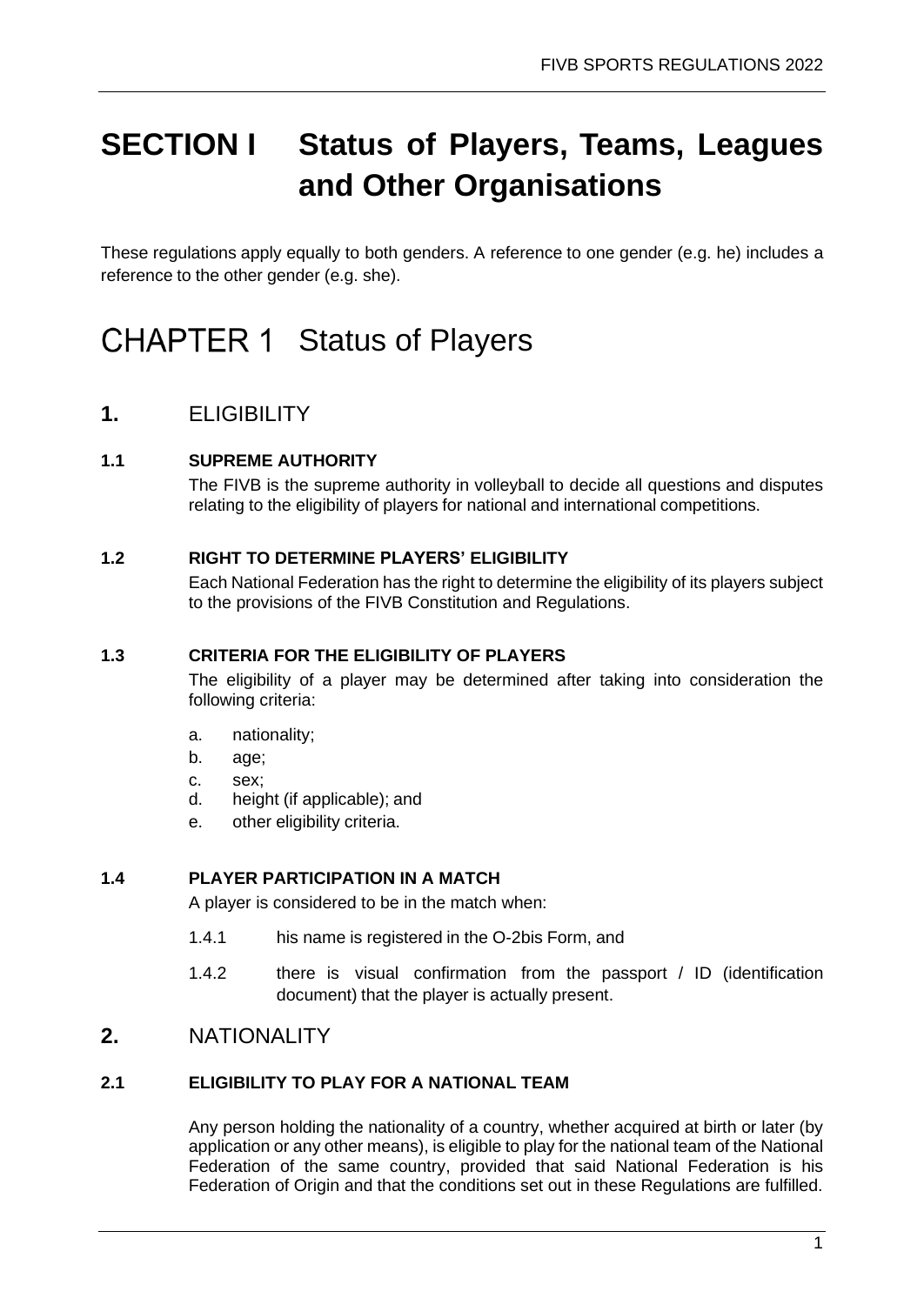# SECTION I Status of Players, Teams, Leagues and Other Organisations

These regulations apply equally to both genders. A reference to one gender (e.g. he) includes a reference to the other gender (e.g. she).

# CHAPTER 1 Status of Players

## 1. ELIGIBILITY

### 1.1 SUPREME AUTHORITY

The FIVB is the supreme authority in volleyball to decide all questions and disputes relating to the eligibility of players for national and international competitions.

### 1.2 RIGHT TO DETERMINE PLAYERS' ELIGIBILITY

Each National Federation has the right to determine the eligibility of its players subject to the provisions of the FIVB Constitution and Regulations.

### 1.3 CRITERIA FOR THE ELIGIBILITY OF PLAYERS

The eligibility of a player may be determined after taking into consideration the following criteria:

a. nationality;
b. age;
c. sex;
d. height (if applicable); and
e. other eligibility criteria.

### 1.4 PLAYER PARTICIPATION IN A MATCH

A player is considered to be in the match when:

1.4.1 his name is registered in the O-2bis Form, and

1.4.2 there is visual confirmation from the passport / ID (identification document) that the player is actually present.

## 2. NATIONALITY

### 2.1 ELIGIBILITY TO PLAY FOR A NATIONAL TEAM

Any person holding the nationality of a country, whether acquired at birth or later (by application or any other means), is eligible to play for the national team of the National Federation of the same country, provided that said National Federation is his Federation of Origin and that the conditions set out in these Regulations are fulfilled.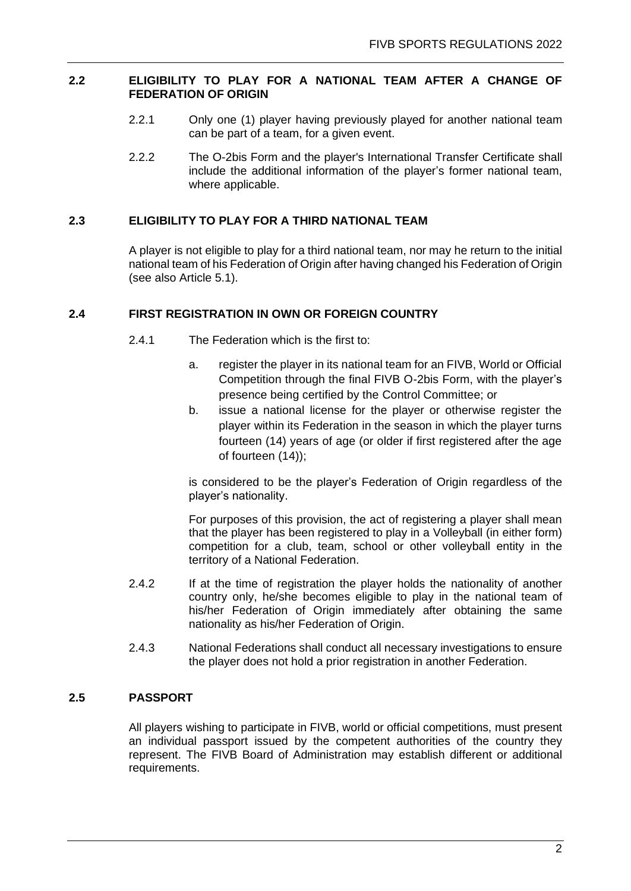### 2.2 ELIGIBILITY TO PLAY FOR A NATIONAL TEAM AFTER A CHANGE OF FEDERATION OF ORIGIN

2.2.1 Only one (1) player having previously played for another national team can be part of a team, for a given event.

2.2.2 The O-2bis Form and the player's International Transfer Certificate shall include the additional information of the player's former national team, where applicable.

### 2.3 ELIGIBILITY TO PLAY FOR A THIRD NATIONAL TEAM

A player is not eligible to play for a third national team, nor may he return to the initial national team of his Federation of Origin after having changed his Federation of Origin (see also Article 5.1).

### 2.4 FIRST REGISTRATION IN OWN OR FOREIGN COUNTRY

2.4.1 The Federation which is the first to:

a. register the player in its national team for an FIVB, World or Official Competition through the final FIVB O-2bis Form, with the player's presence being certified by the Control Committee; or

b. issue a national license for the player or otherwise register the player within its Federation in the season in which the player turns fourteen (14) years of age (or older if first registered after the age of fourteen (14));

is considered to be the player's Federation of Origin regardless of the player's nationality.

For purposes of this provision, the act of registering a player shall mean that the player has been registered to play in a Volleyball (in either form) competition for a club, team, school or other volleyball entity in the territory of a National Federation.

2.4.2 If at the time of registration the player holds the nationality of another country only, he/she becomes eligible to play in the national team of his/her Federation of Origin immediately after obtaining the same nationality as his/her Federation of Origin.

2.4.3 National Federations shall conduct all necessary investigations to ensure the player does not hold a prior registration in another Federation.

### 2.5 PASSPORT

All players wishing to participate in FIVB, world or official competitions, must present an individual passport issued by the competent authorities of the country they represent. The FIVB Board of Administration may establish different or additional requirements.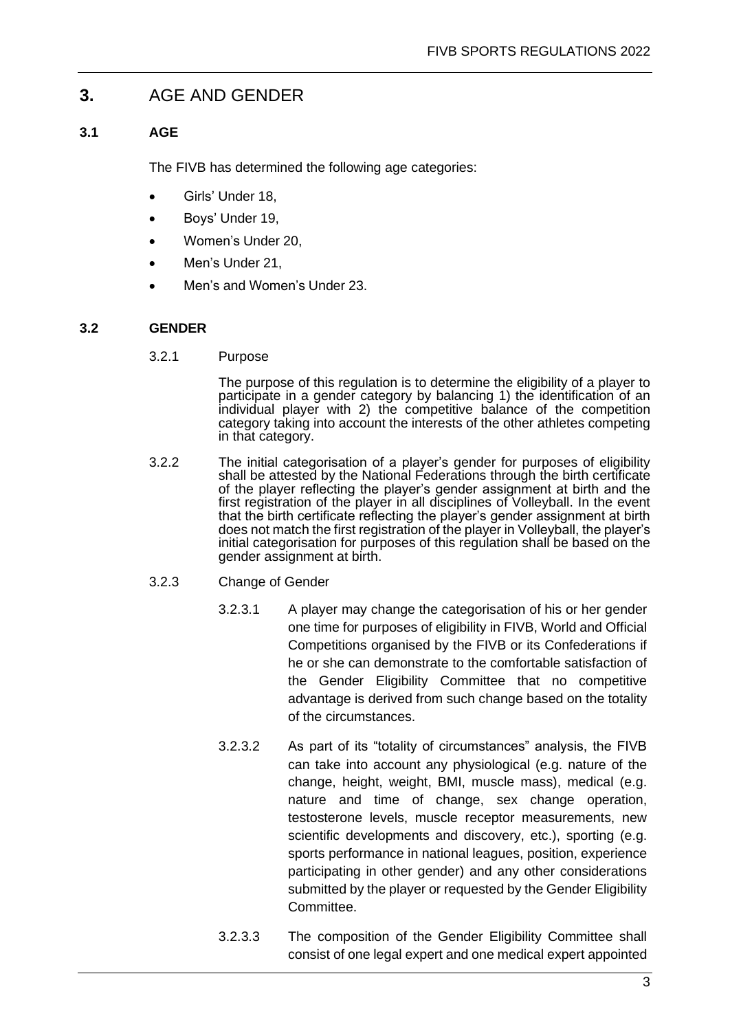# 3. AGE AND GENDER

## 3.1 AGE

The FIVB has determined the following age categories:

- Girls' Under 18,
- Boys' Under 19,
- Women's Under 20,
- Men's Under 21,
- Men's and Women's Under 23.

## 3.2 GENDER

3.2.1 Purpose

The purpose of this regulation is to determine the eligibility of a player to participate in a gender category by balancing 1) the identification of an individual player with 2) the competitive balance of the competition category taking into account the interests of the other athletes competing in that category.

3.2.2 The initial categorisation of a player's gender for purposes of eligibility shall be attested by the National Federations through the birth certificate of the player reflecting the player's gender assignment at birth and the first registration of the player in all disciplines of Volleyball. In the event that the birth certificate reflecting the player's gender assignment at birth does not match the first registration of the player in Volleyball, the player's initial categorisation for purposes of this regulation shall be based on the gender assignment at birth.

3.2.3 Change of Gender

3.2.3.1 A player may change the categorisation of his or her gender one time for purposes of eligibility in FIVB, World and Official Competitions organised by the FIVB or its Confederations if he or she can demonstrate to the comfortable satisfaction of the Gender Eligibility Committee that no competitive advantage is derived from such change based on the totality of the circumstances.

3.2.3.2 As part of its "totality of circumstances" analysis, the FIVB can take into account any physiological (e.g. nature of the change, height, weight, BMI, muscle mass), medical (e.g. nature and time of change, sex change operation, testosterone levels, muscle receptor measurements, new scientific developments and discovery, etc.), sporting (e.g. sports performance in national leagues, position, experience participating in other gender) and any other considerations submitted by the player or requested by the Gender Eligibility Committee.

3.2.3.3 The composition of the Gender Eligibility Committee shall consist of one legal expert and one medical expert appointed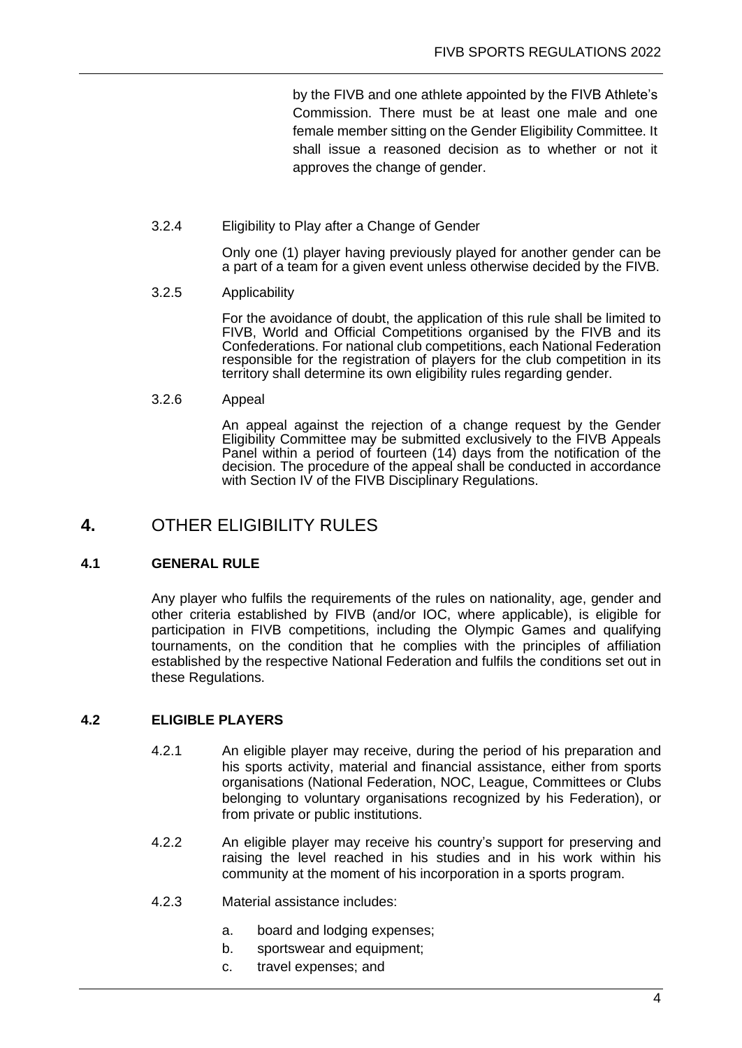by the FIVB and one athlete appointed by the FIVB Athlete's Commission. There must be at least one male and one female member sitting on the Gender Eligibility Committee. It shall issue a reasoned decision as to whether or not it approves the change of gender.

3.2.4 Eligibility to Play after a Change of Gender

Only one (1) player having previously played for another gender can be a part of a team for a given event unless otherwise decided by the FIVB.

3.2.5 Applicability

For the avoidance of doubt, the application of this rule shall be limited to FIVB, World and Official Competitions organised by the FIVB and its Confederations. For national club competitions, each National Federation responsible for the registration of players for the club competition in its territory shall determine its own eligibility rules regarding gender.

3.2.6 Appeal

An appeal against the rejection of a change request by the Gender Eligibility Committee may be submitted exclusively to the FIVB Appeals Panel within a period of fourteen (14) days from the notification of the decision. The procedure of the appeal shall be conducted in accordance with Section IV of the FIVB Disciplinary Regulations.

# 4. OTHER ELIGIBILITY RULES

## 4.1 GENERAL RULE

Any player who fulfils the requirements of the rules on nationality, age, gender and other criteria established by FIVB (and/or IOC, where applicable), is eligible for participation in FIVB competitions, including the Olympic Games and qualifying tournaments, on the condition that he complies with the principles of affiliation established by the respective National Federation and fulfils the conditions set out in these Regulations.

## 4.2 ELIGIBLE PLAYERS

4.2.1 An eligible player may receive, during the period of his preparation and his sports activity, material and financial assistance, either from sports organisations (National Federation, NOC, League, Committees or Clubs belonging to voluntary organisations recognized by his Federation), or from private or public institutions.

4.2.2 An eligible player may receive his country's support for preserving and raising the level reached in his studies and in his work within his community at the moment of his incorporation in a sports program.

4.2.3 Material assistance includes:

a. board and lodging expenses;
b. sportswear and equipment;
c. travel expenses; and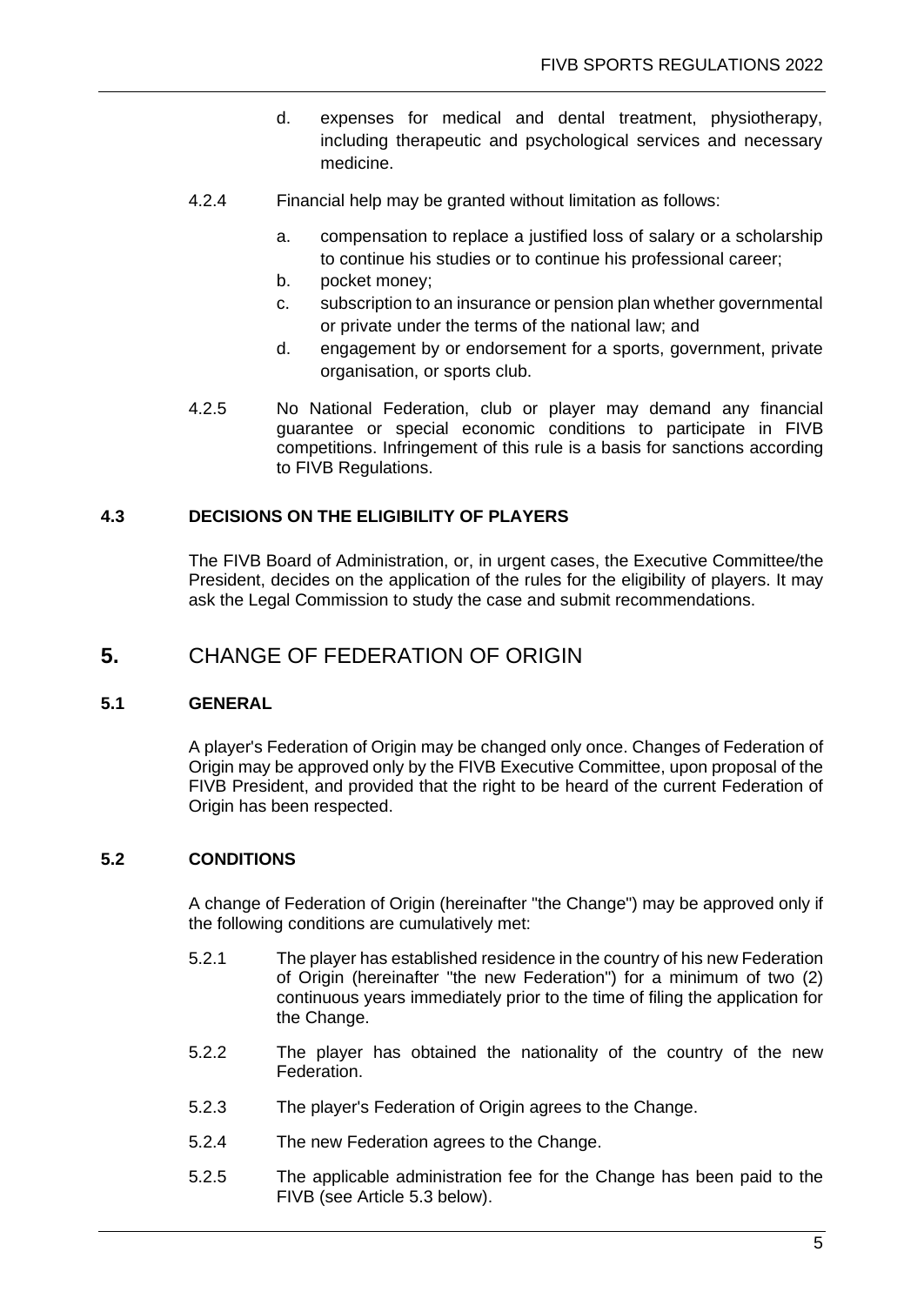d. expenses for medical and dental treatment, physiotherapy, including therapeutic and psychological services and necessary medicine.

4.2.4 Financial help may be granted without limitation as follows:

a. compensation to replace a justified loss of salary or a scholarship to continue his studies or to continue his professional career;
b. pocket money;
c. subscription to an insurance or pension plan whether governmental or private under the terms of the national law; and
d. engagement by or endorsement for a sports, government, private organisation, or sports club.

4.2.5 No National Federation, club or player may demand any financial guarantee or special economic conditions to participate in FIVB competitions. Infringement of this rule is a basis for sanctions according to FIVB Regulations.

### 4.3 DECISIONS ON THE ELIGIBILITY OF PLAYERS

The FIVB Board of Administration, or, in urgent cases, the Executive Committee/the President, decides on the application of the rules for the eligibility of players. It may ask the Legal Commission to study the case and submit recommendations.

## 5. CHANGE OF FEDERATION OF ORIGIN

### 5.1 GENERAL

A player's Federation of Origin may be changed only once. Changes of Federation of Origin may be approved only by the FIVB Executive Committee, upon proposal of the FIVB President, and provided that the right to be heard of the current Federation of Origin has been respected.

### 5.2 CONDITIONS

A change of Federation of Origin (hereinafter "the Change") may be approved only if the following conditions are cumulatively met:

5.2.1 The player has established residence in the country of his new Federation of Origin (hereinafter "the new Federation") for a minimum of two (2) continuous years immediately prior to the time of filing the application for the Change.

5.2.2 The player has obtained the nationality of the country of the new Federation.

5.2.3 The player's Federation of Origin agrees to the Change.

5.2.4 The new Federation agrees to the Change.

5.2.5 The applicable administration fee for the Change has been paid to the FIVB (see Article 5.3 below).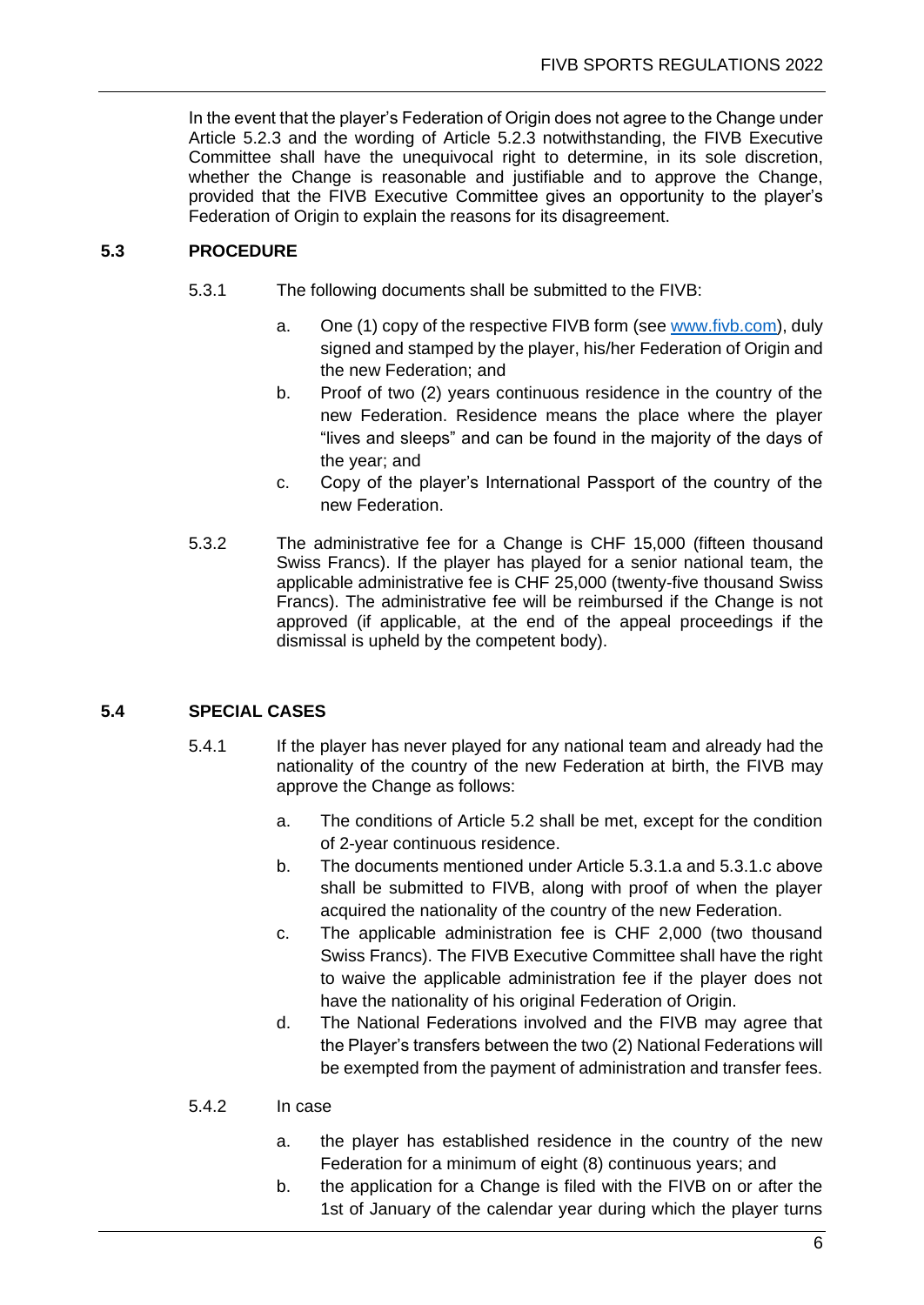In the event that the player's Federation of Origin does not agree to the Change under Article 5.2.3 and the wording of Article 5.2.3 notwithstanding, the FIVB Executive Committee shall have the unequivocal right to determine, in its sole discretion, whether the Change is reasonable and justifiable and to approve the Change, provided that the FIVB Executive Committee gives an opportunity to the player's Federation of Origin to explain the reasons for its disagreement.

## 5.3 PROCEDURE

5.3.1 The following documents shall be submitted to the FIVB:

a. One (1) copy of the respective FIVB form (see [www.fivb.com](www.fivb.com)), duly signed and stamped by the player, his/her Federation of Origin and the new Federation; and

b. Proof of two (2) years continuous residence in the country of the new Federation. Residence means the place where the player "lives and sleeps" and can be found in the majority of the days of the year; and

c. Copy of the player's International Passport of the country of the new Federation.

5.3.2 The administrative fee for a Change is CHF 15,000 (fifteen thousand Swiss Francs). If the player has played for a senior national team, the applicable administrative fee is CHF 25,000 (twenty-five thousand Swiss Francs). The administrative fee will be reimbursed if the Change is not approved (if applicable, at the end of the appeal proceedings if the dismissal is upheld by the competent body).

## 5.4 SPECIAL CASES

5.4.1 If the player has never played for any national team and already had the nationality of the country of the new Federation at birth, the FIVB may approve the Change as follows:

a. The conditions of Article 5.2 shall be met, except for the condition of 2-year continuous residence.

b. The documents mentioned under Article 5.3.1.a and 5.3.1.c above shall be submitted to FIVB, along with proof of when the player acquired the nationality of the country of the new Federation.

c. The applicable administration fee is CHF 2,000 (two thousand Swiss Francs). The FIVB Executive Committee shall have the right to waive the applicable administration fee if the player does not have the nationality of his original Federation of Origin.

d. The National Federations involved and the FIVB may agree that the Player's transfers between the two (2) National Federations will be exempted from the payment of administration and transfer fees.

5.4.2 In case

a. the player has established residence in the country of the new Federation for a minimum of eight (8) continuous years; and

b. the application for a Change is filed with the FIVB on or after the 1st of January of the calendar year during which the player turns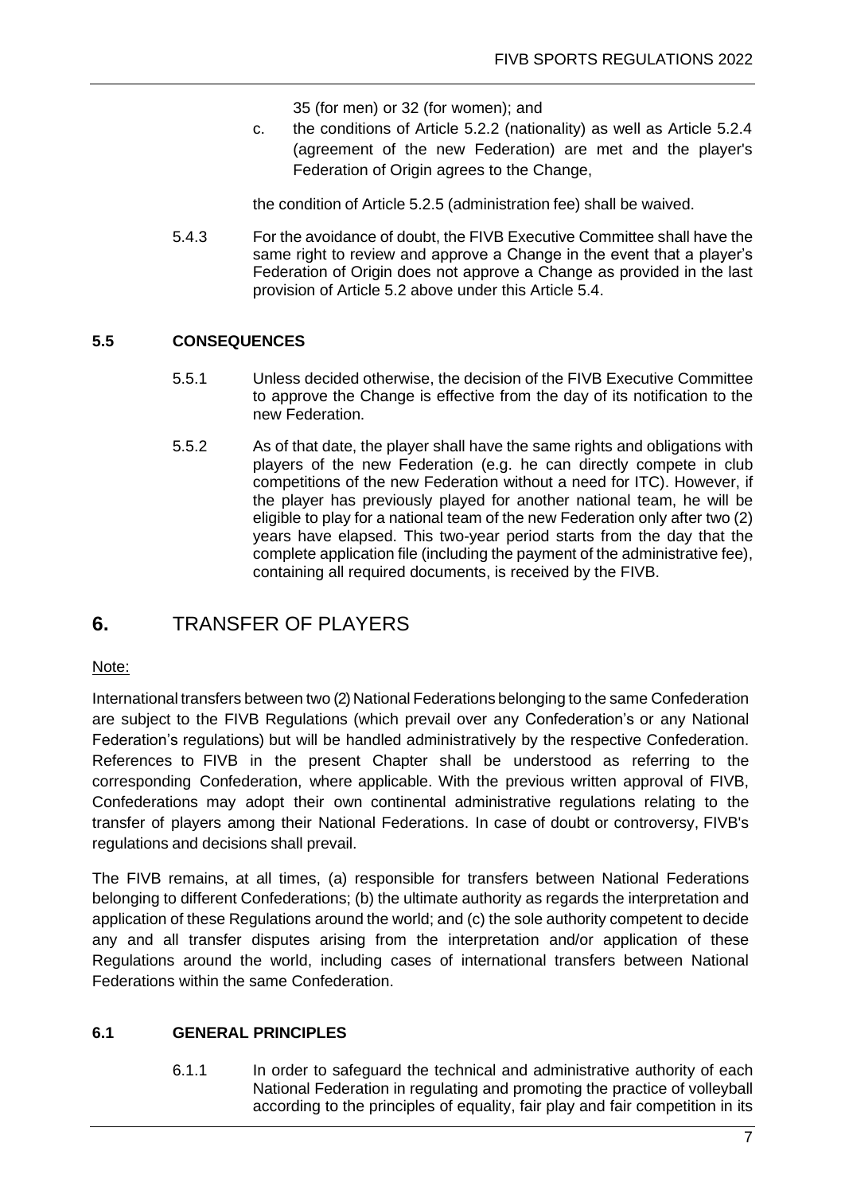35 (for men) or 32 (for women); and

c. the conditions of Article 5.2.2 (nationality) as well as Article 5.2.4 (agreement of the new Federation) are met and the player's Federation of Origin agrees to the Change,

the condition of Article 5.2.5 (administration fee) shall be waived.

5.4.3 For the avoidance of doubt, the FIVB Executive Committee shall have the same right to review and approve a Change in the event that a player's Federation of Origin does not approve a Change as provided in the last provision of Article 5.2 above under this Article 5.4.

### 5.5 CONSEQUENCES

5.5.1 Unless decided otherwise, the decision of the FIVB Executive Committee to approve the Change is effective from the day of its notification to the new Federation.

5.5.2 As of that date, the player shall have the same rights and obligations with players of the new Federation (e.g. he can directly compete in club competitions of the new Federation without a need for ITC). However, if the player has previously played for another national team, he will be eligible to play for a national team of the new Federation only after two (2) years have elapsed. This two-year period starts from the day that the complete application file (including the payment of the administrative fee), containing all required documents, is received by the FIVB.

## 6. TRANSFER OF PLAYERS

Note:

International transfers between two (2) National Federations belonging to the same Confederation are subject to the FIVB Regulations (which prevail over any Confederation's or any National Federation's regulations) but will be handled administratively by the respective Confederation. References to FIVB in the present Chapter shall be understood as referring to the corresponding Confederation, where applicable. With the previous written approval of FIVB, Confederations may adopt their own continental administrative regulations relating to the transfer of players among their National Federations. In case of doubt or controversy, FIVB's regulations and decisions shall prevail.

The FIVB remains, at all times, (a) responsible for transfers between National Federations belonging to different Confederations; (b) the ultimate authority as regards the interpretation and application of these Regulations around the world; and (c) the sole authority competent to decide any and all transfer disputes arising from the interpretation and/or application of these Regulations around the world, including cases of international transfers between National Federations within the same Confederation.

### 6.1 GENERAL PRINCIPLES

6.1.1 In order to safeguard the technical and administrative authority of each National Federation in regulating and promoting the practice of volleyball according to the principles of equality, fair play and fair competition in its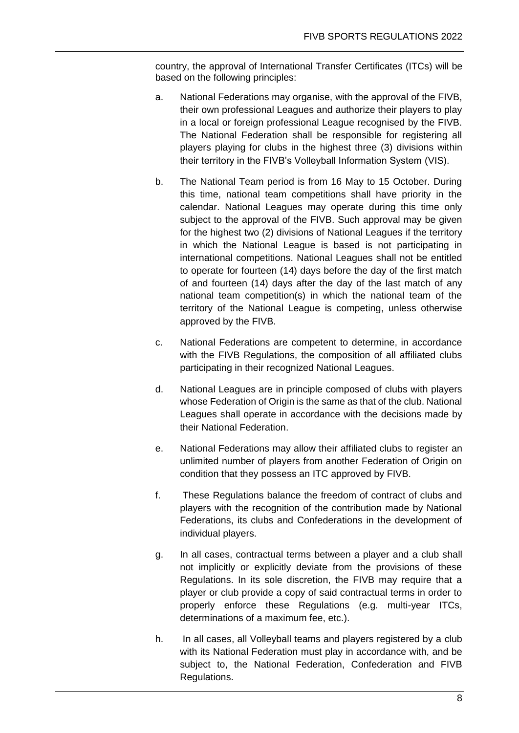country, the approval of International Transfer Certificates (ITCs) will be based on the following principles:

a. National Federations may organise, with the approval of the FIVB, their own professional Leagues and authorize their players to play in a local or foreign professional League recognised by the FIVB. The National Federation shall be responsible for registering all players playing for clubs in the highest three (3) divisions within their territory in the FIVB's Volleyball Information System (VIS).

b. The National Team period is from 16 May to 15 October. During this time, national team competitions shall have priority in the calendar. National Leagues may operate during this time only subject to the approval of the FIVB. Such approval may be given for the highest two (2) divisions of National Leagues if the territory in which the National League is based is not participating in international competitions. National Leagues shall not be entitled to operate for fourteen (14) days before the day of the first match of and fourteen (14) days after the day of the last match of any national team competition(s) in which the national team of the territory of the National League is competing, unless otherwise approved by the FIVB.

c. National Federations are competent to determine, in accordance with the FIVB Regulations, the composition of all affiliated clubs participating in their recognized National Leagues.

d. National Leagues are in principle composed of clubs with players whose Federation of Origin is the same as that of the club. National Leagues shall operate in accordance with the decisions made by their National Federation.

e. National Federations may allow their affiliated clubs to register an unlimited number of players from another Federation of Origin on condition that they possess an ITC approved by FIVB.

f. These Regulations balance the freedom of contract of clubs and players with the recognition of the contribution made by National Federations, its clubs and Confederations in the development of individual players.

g. In all cases, contractual terms between a player and a club shall not implicitly or explicitly deviate from the provisions of these Regulations. In its sole discretion, the FIVB may require that a player or club provide a copy of said contractual terms in order to properly enforce these Regulations (e.g. multi-year ITCs, determinations of a maximum fee, etc.).

h. In all cases, all Volleyball teams and players registered by a club with its National Federation must play in accordance with, and be subject to, the National Federation, Confederation and FIVB Regulations.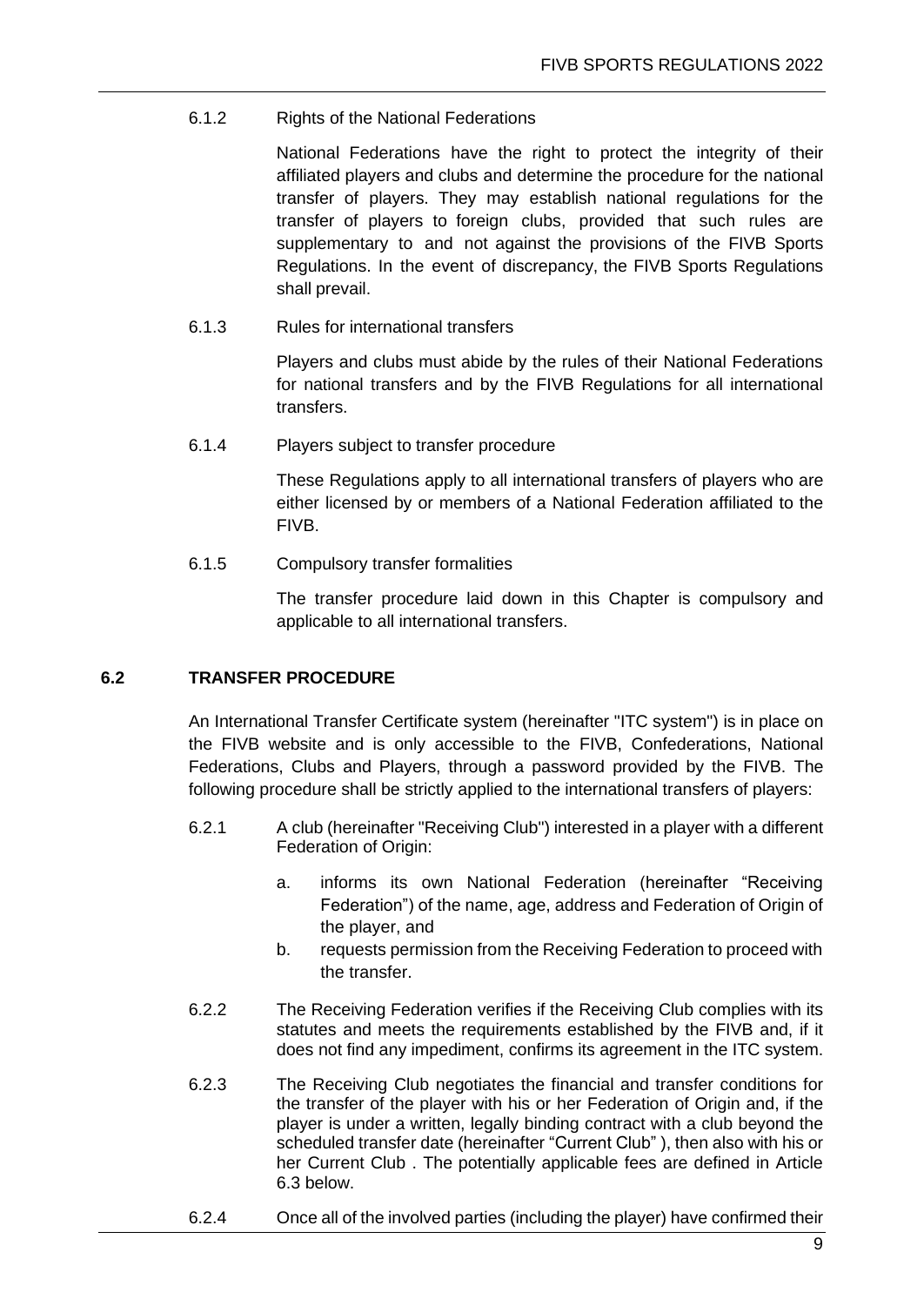6.1.2 Rights of the National Federations

National Federations have the right to protect the integrity of their affiliated players and clubs and determine the procedure for the national transfer of players. They may establish national regulations for the transfer of players to foreign clubs, provided that such rules are supplementary to and not against the provisions of the FIVB Sports Regulations. In the event of discrepancy, the FIVB Sports Regulations shall prevail.

6.1.3 Rules for international transfers

Players and clubs must abide by the rules of their National Federations for national transfers and by the FIVB Regulations for all international transfers.

6.1.4 Players subject to transfer procedure

These Regulations apply to all international transfers of players who are either licensed by or members of a National Federation affiliated to the FIVB.

6.1.5 Compulsory transfer formalities

The transfer procedure laid down in this Chapter is compulsory and applicable to all international transfers.

## 6.2 TRANSFER PROCEDURE

An International Transfer Certificate system (hereinafter "ITC system") is in place on the FIVB website and is only accessible to the FIVB, Confederations, National Federations, Clubs and Players, through a password provided by the FIVB. The following procedure shall be strictly applied to the international transfers of players:

6.2.1 A club (hereinafter "Receiving Club") interested in a player with a different Federation of Origin:

a. informs its own National Federation (hereinafter “Receiving Federation”) of the name, age, address and Federation of Origin of the player, and
b. requests permission from the Receiving Federation to proceed with the transfer.

6.2.2 The Receiving Federation verifies if the Receiving Club complies with its statutes and meets the requirements established by the FIVB and, if it does not find any impediment, confirms its agreement in the ITC system.

6.2.3 The Receiving Club negotiates the financial and transfer conditions for the transfer of the player with his or her Federation of Origin and, if the player is under a written, legally binding contract with a club beyond the scheduled transfer date (hereinafter “Current Club” ), then also with his or her Current Club . The potentially applicable fees are defined in Article 6.3 below.

6.2.4 Once all of the involved parties (including the player) have confirmed their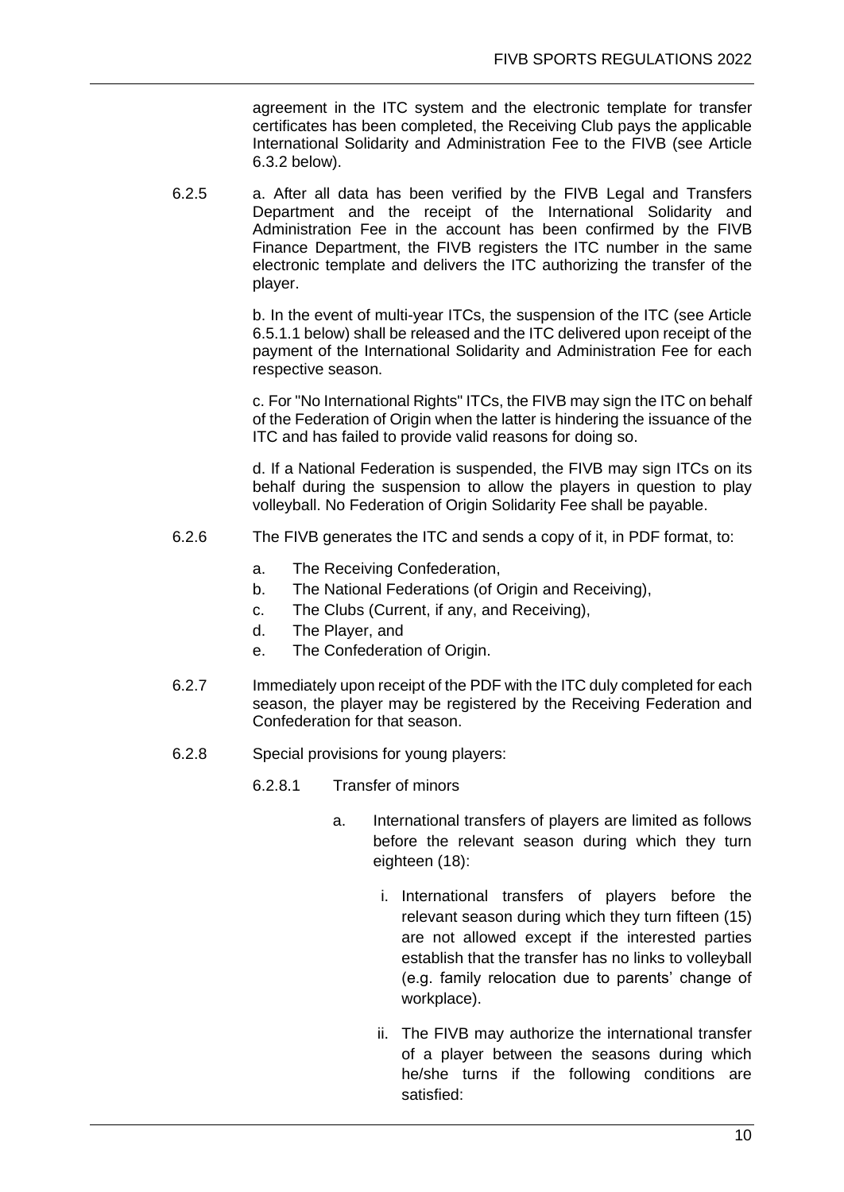agreement in the ITC system and the electronic template for transfer certificates has been completed, the Receiving Club pays the applicable International Solidarity and Administration Fee to the FIVB (see Article 6.3.2 below).

6.2.5 a. After all data has been verified by the FIVB Legal and Transfers Department and the receipt of the International Solidarity and Administration Fee in the account has been confirmed by the FIVB Finance Department, the FIVB registers the ITC number in the same electronic template and delivers the ITC authorizing the transfer of the player.

b. In the event of multi-year ITCs, the suspension of the ITC (see Article 6.5.1.1 below) shall be released and the ITC delivered upon receipt of the payment of the International Solidarity and Administration Fee for each respective season.

c. For "No International Rights" ITCs, the FIVB may sign the ITC on behalf of the Federation of Origin when the latter is hindering the issuance of the ITC and has failed to provide valid reasons for doing so.

d. If a National Federation is suspended, the FIVB may sign ITCs on its behalf during the suspension to allow the players in question to play volleyball. No Federation of Origin Solidarity Fee shall be payable.

6.2.6 The FIVB generates the ITC and sends a copy of it, in PDF format, to:

a. The Receiving Confederation,
b. The National Federations (of Origin and Receiving),
c. The Clubs (Current, if any, and Receiving),
d. The Player, and
e. The Confederation of Origin.

6.2.7 Immediately upon receipt of the PDF with the ITC duly completed for each season, the player may be registered by the Receiving Federation and Confederation for that season.

6.2.8 Special provisions for young players:

6.2.8.1 Transfer of minors

a. International transfers of players are limited as follows before the relevant season during which they turn eighteen (18):

i. International transfers of players before the relevant season during which they turn fifteen (15) are not allowed except if the interested parties establish that the transfer has no links to volleyball (e.g. family relocation due to parents' change of workplace).

ii. The FIVB may authorize the international transfer of a player between the seasons during which he/she turns if the following conditions are satisfied: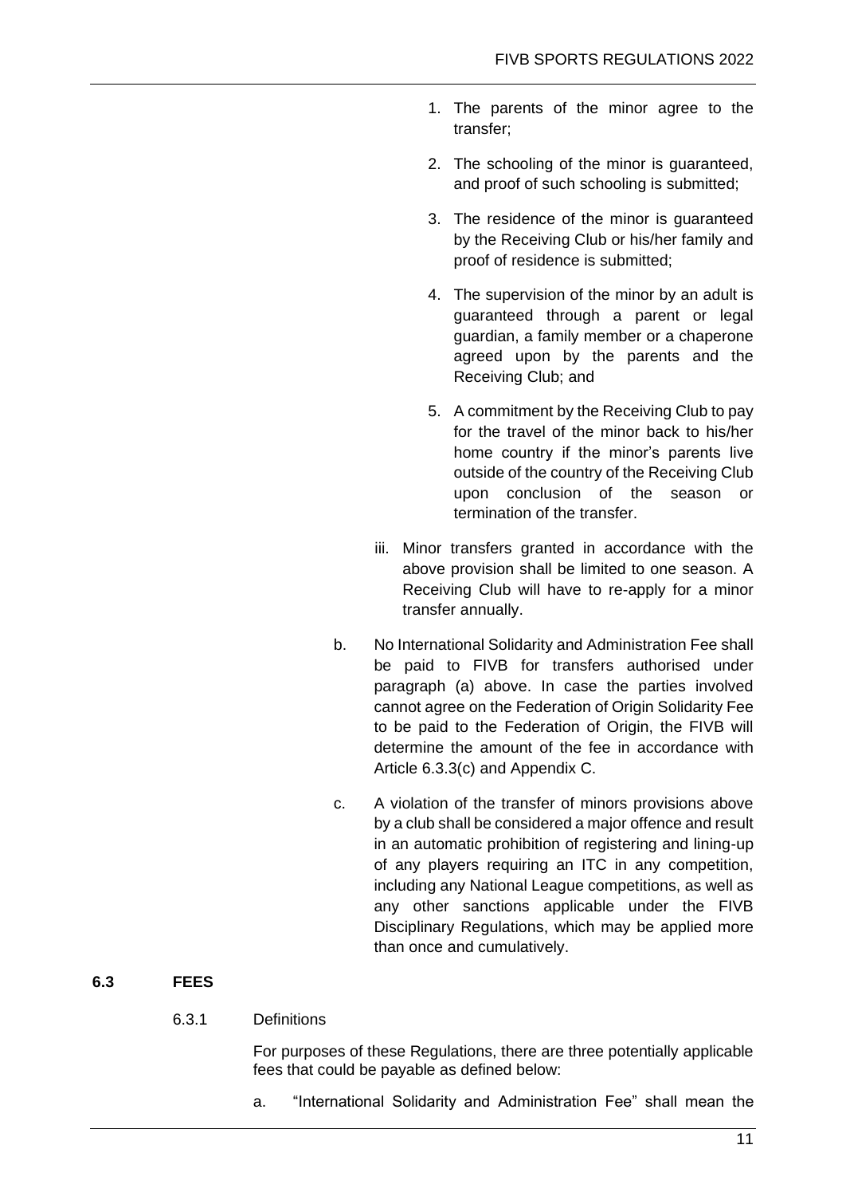1. The parents of the minor agree to the transfer;
2. The schooling of the minor is guaranteed, and proof of such schooling is submitted;
3. The residence of the minor is guaranteed by the Receiving Club or his/her family and proof of residence is submitted;
4. The supervision of the minor by an adult is guaranteed through a parent or legal guardian, a family member or a chaperone agreed upon by the parents and the Receiving Club; and
5. A commitment by the Receiving Club to pay for the travel of the minor back to his/her home country if the minor's parents live outside of the country of the Receiving Club upon conclusion of the season or termination of the transfer.

iii. Minor transfers granted in accordance with the above provision shall be limited to one season. A Receiving Club will have to re-apply for a minor transfer annually.

b. No International Solidarity and Administration Fee shall be paid to FIVB for transfers authorised under paragraph (a) above. In case the parties involved cannot agree on the Federation of Origin Solidarity Fee to be paid to the Federation of Origin, the FIVB will determine the amount of the fee in accordance with Article 6.3.3(c) and Appendix C.

c. A violation of the transfer of minors provisions above by a club shall be considered a major offence and result in an automatic prohibition of registering and lining-up of any players requiring an ITC in any competition, including any National League competitions, as well as any other sanctions applicable under the FIVB Disciplinary Regulations, which may be applied more than once and cumulatively.

## 6.3 FEES

### 6.3.1 Definitions

For purposes of these Regulations, there are three potentially applicable fees that could be payable as defined below:

a. "International Solidarity and Administration Fee" shall mean the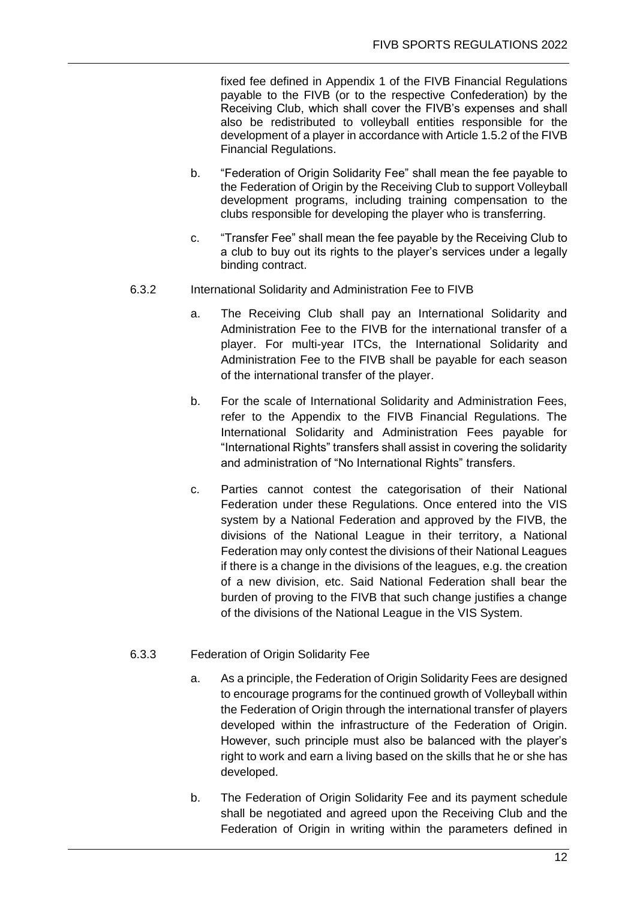fixed fee defined in Appendix 1 of the FIVB Financial Regulations payable to the FIVB (or to the respective Confederation) by the Receiving Club, which shall cover the FIVB's expenses and shall also be redistributed to volleyball entities responsible for the development of a player in accordance with Article 1.5.2 of the FIVB Financial Regulations.

b. "Federation of Origin Solidarity Fee" shall mean the fee payable to the Federation of Origin by the Receiving Club to support Volleyball development programs, including training compensation to the clubs responsible for developing the player who is transferring.

c. "Transfer Fee" shall mean the fee payable by the Receiving Club to a club to buy out its rights to the player's services under a legally binding contract.

6.3.2 International Solidarity and Administration Fee to FIVB

a. The Receiving Club shall pay an International Solidarity and Administration Fee to the FIVB for the international transfer of a player. For multi-year ITCs, the International Solidarity and Administration Fee to the FIVB shall be payable for each season of the international transfer of the player.

b. For the scale of International Solidarity and Administration Fees, refer to the Appendix to the FIVB Financial Regulations. The International Solidarity and Administration Fees payable for "International Rights" transfers shall assist in covering the solidarity and administration of "No International Rights" transfers.

c. Parties cannot contest the categorisation of their National Federation under these Regulations. Once entered into the VIS system by a National Federation and approved by the FIVB, the divisions of the National League in their territory, a National Federation may only contest the divisions of their National Leagues if there is a change in the divisions of the leagues, e.g. the creation of a new division, etc. Said National Federation shall bear the burden of proving to the FIVB that such change justifies a change of the divisions of the National League in the VIS System.

6.3.3 Federation of Origin Solidarity Fee

a. As a principle, the Federation of Origin Solidarity Fees are designed to encourage programs for the continued growth of Volleyball within the Federation of Origin through the international transfer of players developed within the infrastructure of the Federation of Origin. However, such principle must also be balanced with the player's right to work and earn a living based on the skills that he or she has developed.

b. The Federation of Origin Solidarity Fee and its payment schedule shall be negotiated and agreed upon the Receiving Club and the Federation of Origin in writing within the parameters defined in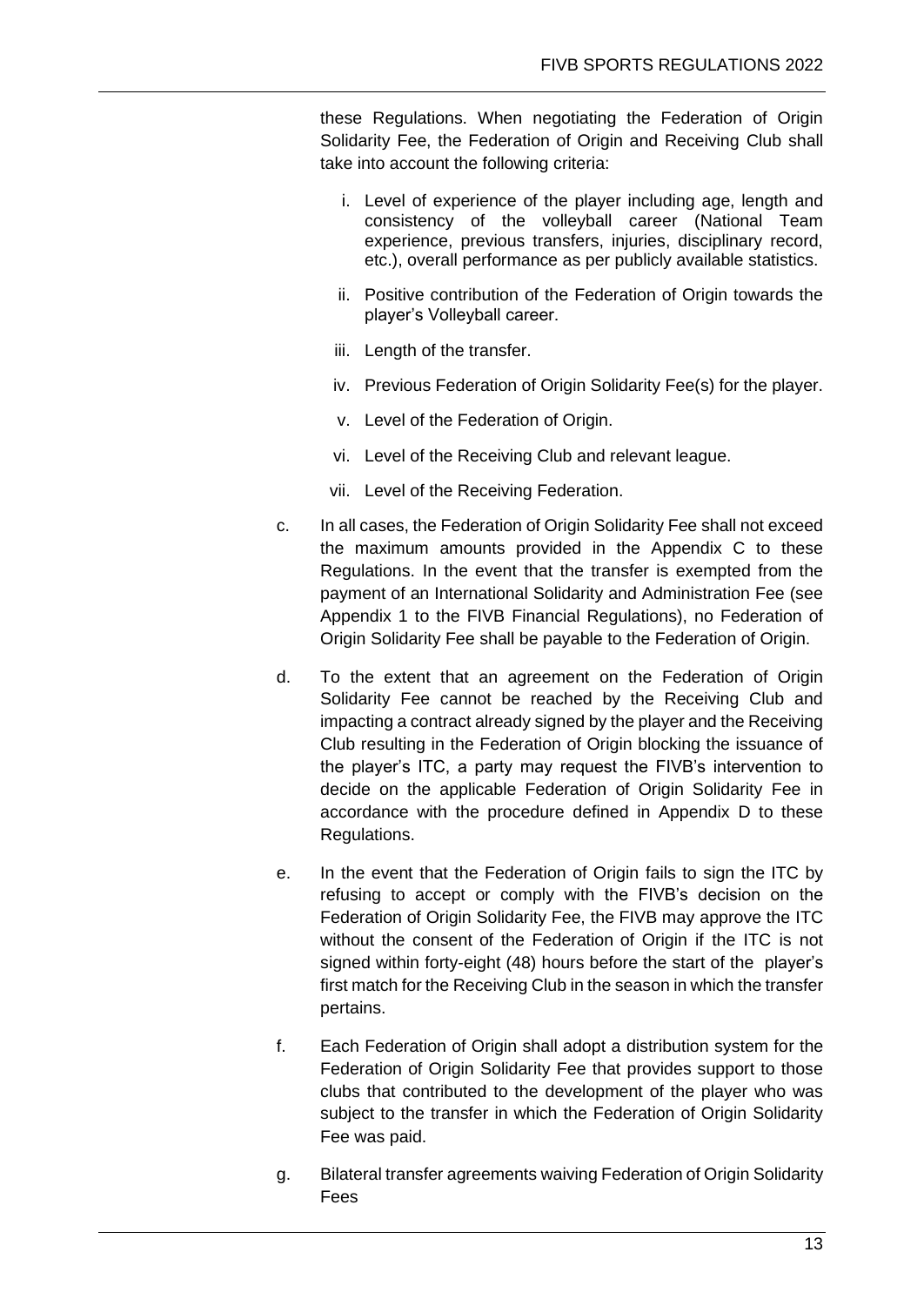these Regulations. When negotiating the Federation of Origin Solidarity Fee, the Federation of Origin and Receiving Club shall take into account the following criteria:

   i. Level of experience of the player including age, length and consistency of the volleyball career (National Team experience, previous transfers, injuries, disciplinary record, etc.), overall performance as per publicly available statistics.

   ii. Positive contribution of the Federation of Origin towards the player's Volleyball career.

   iii. Length of the transfer.

   iv. Previous Federation of Origin Solidarity Fee(s) for the player.

   v. Level of the Federation of Origin.

   vi. Level of the Receiving Club and relevant league.

   vii. Level of the Receiving Federation.

c. In all cases, the Federation of Origin Solidarity Fee shall not exceed the maximum amounts provided in the Appendix C to these Regulations. In the event that the transfer is exempted from the payment of an International Solidarity and Administration Fee (see Appendix 1 to the FIVB Financial Regulations), no Federation of Origin Solidarity Fee shall be payable to the Federation of Origin.

d. To the extent that an agreement on the Federation of Origin Solidarity Fee cannot be reached by the Receiving Club and impacting a contract already signed by the player and the Receiving Club resulting in the Federation of Origin blocking the issuance of the player's ITC, a party may request the FIVB's intervention to decide on the applicable Federation of Origin Solidarity Fee in accordance with the procedure defined in Appendix D to these Regulations.

e. In the event that the Federation of Origin fails to sign the ITC by refusing to accept or comply with the FIVB's decision on the Federation of Origin Solidarity Fee, the FIVB may approve the ITC without the consent of the Federation of Origin if the ITC is not signed within forty-eight (48) hours before the start of the player's first match for the Receiving Club in the season in which the transfer pertains.

f. Each Federation of Origin shall adopt a distribution system for the Federation of Origin Solidarity Fee that provides support to those clubs that contributed to the development of the player who was subject to the transfer in which the Federation of Origin Solidarity Fee was paid.

g. Bilateral transfer agreements waiving Federation of Origin Solidarity Fees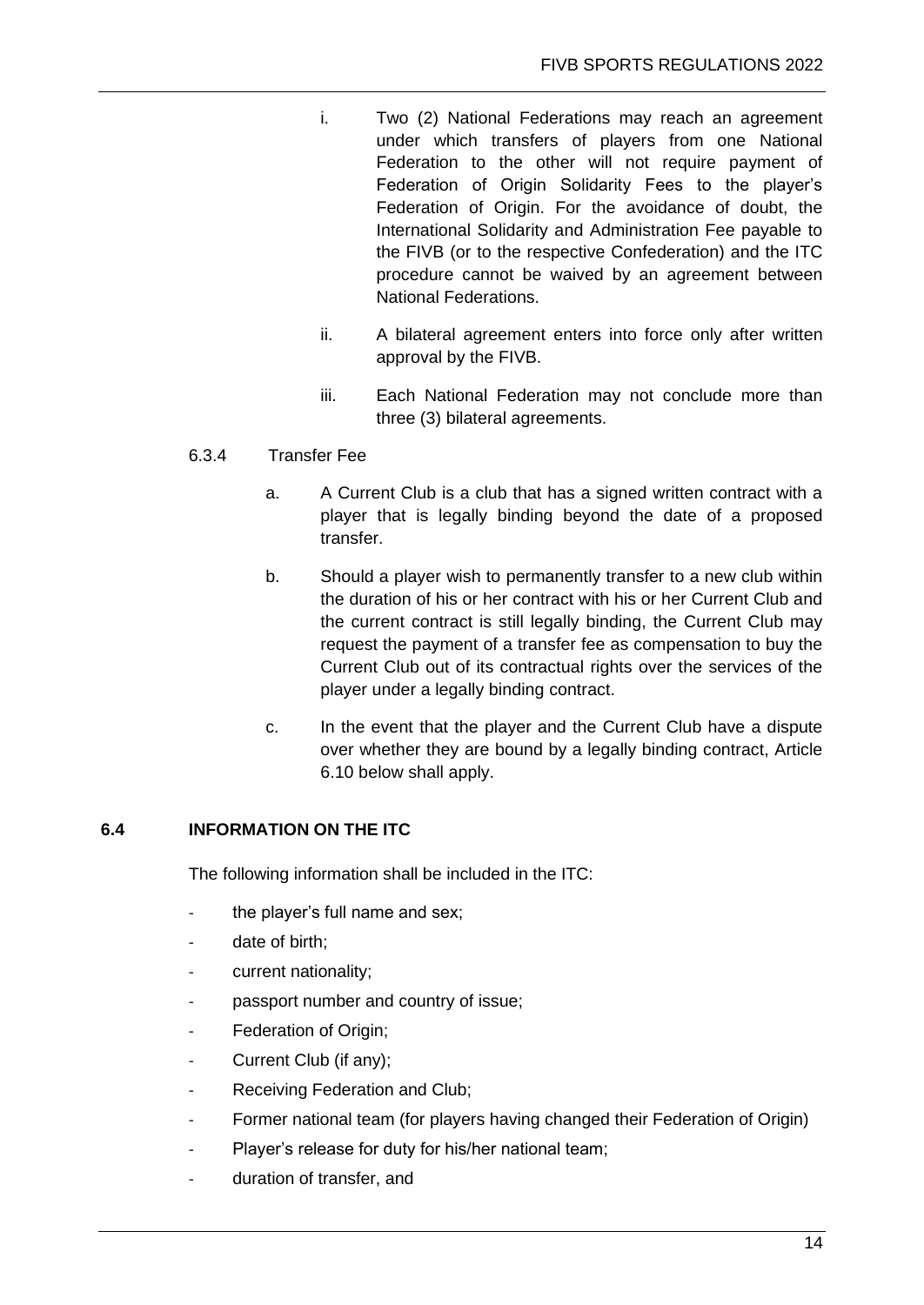i. Two (2) National Federations may reach an agreement under which transfers of players from one National Federation to the other will not require payment of Federation of Origin Solidarity Fees to the player's Federation of Origin. For the avoidance of doubt, the International Solidarity and Administration Fee payable to the FIVB (or to the respective Confederation) and the ITC procedure cannot be waived by an agreement between National Federations.

ii. A bilateral agreement enters into force only after written approval by the FIVB.

iii. Each National Federation may not conclude more than three (3) bilateral agreements.

6.3.4 Transfer Fee

a. A Current Club is a club that has a signed written contract with a player that is legally binding beyond the date of a proposed transfer.

b. Should a player wish to permanently transfer to a new club within the duration of his or her contract with his or her Current Club and the current contract is still legally binding, the Current Club may request the payment of a transfer fee as compensation to buy the Current Club out of its contractual rights over the services of the player under a legally binding contract.

c. In the event that the player and the Current Club have a dispute over whether they are bound by a legally binding contract, Article 6.10 below shall apply.

### 6.4 INFORMATION ON THE ITC

The following information shall be included in the ITC:

- the player's full name and sex;
- date of birth;
- current nationality;
- passport number and country of issue;
- Federation of Origin;
- Current Club (if any);
- Receiving Federation and Club;
- Former national team (for players having changed their Federation of Origin)
- Player's release for duty for his/her national team;
- duration of transfer, and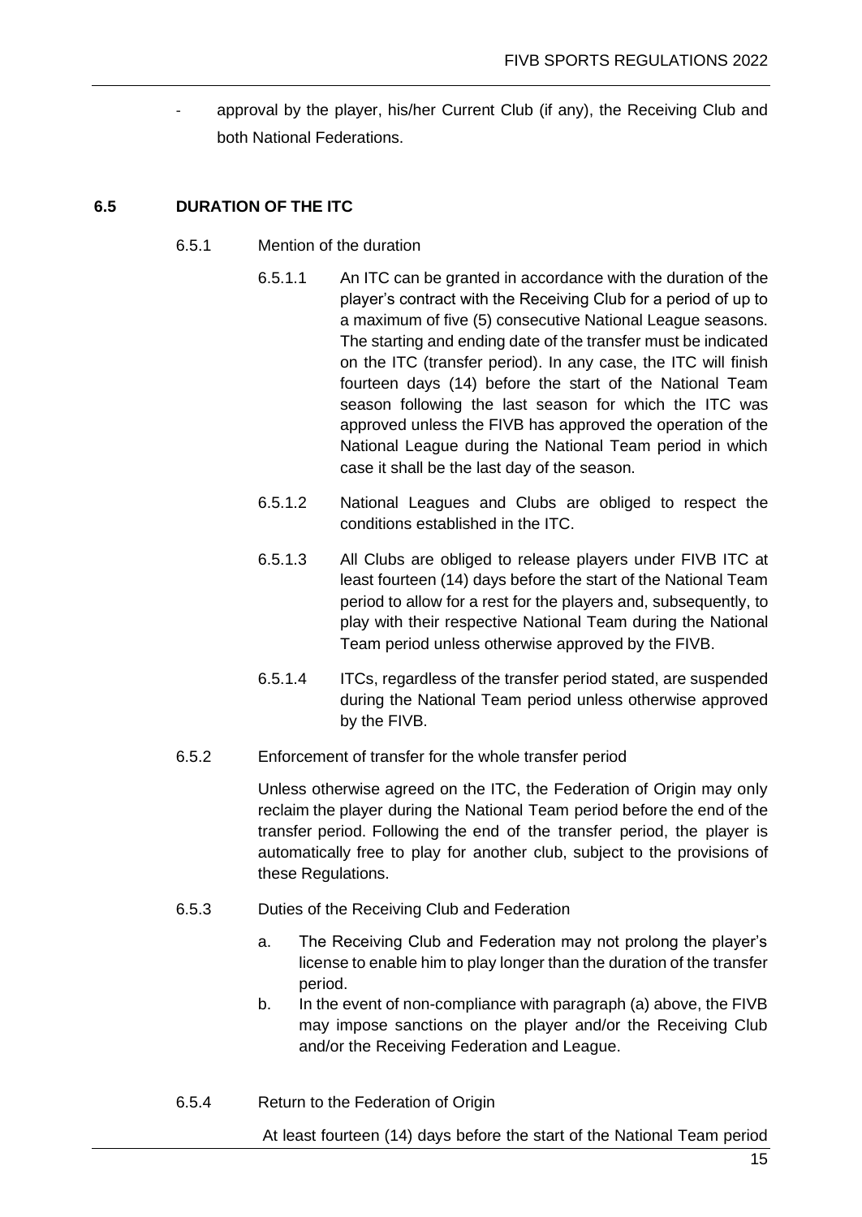- approval by the player, his/her Current Club (if any), the Receiving Club and both National Federations.

### 6.5 DURATION OF THE ITC

6.5.1 Mention of the duration

6.5.1.1 An ITC can be granted in accordance with the duration of the player's contract with the Receiving Club for a period of up to a maximum of five (5) consecutive National League seasons. The starting and ending date of the transfer must be indicated on the ITC (transfer period). In any case, the ITC will finish fourteen days (14) before the start of the National Team season following the last season for which the ITC was approved unless the FIVB has approved the operation of the National League during the National Team period in which case it shall be the last day of the season.

6.5.1.2 National Leagues and Clubs are obliged to respect the conditions established in the ITC.

6.5.1.3 All Clubs are obliged to release players under FIVB ITC at least fourteen (14) days before the start of the National Team period to allow for a rest for the players and, subsequently, to play with their respective National Team during the National Team period unless otherwise approved by the FIVB.

6.5.1.4 ITCs, regardless of the transfer period stated, are suspended during the National Team period unless otherwise approved by the FIVB.

6.5.2 Enforcement of transfer for the whole transfer period

Unless otherwise agreed on the ITC, the Federation of Origin may only reclaim the player during the National Team period before the end of the transfer period. Following the end of the transfer period, the player is automatically free to play for another club, subject to the provisions of these Regulations.

6.5.3 Duties of the Receiving Club and Federation

a. The Receiving Club and Federation may not prolong the player's license to enable him to play longer than the duration of the transfer period.
b. In the event of non-compliance with paragraph (a) above, the FIVB may impose sanctions on the player and/or the Receiving Club and/or the Receiving Federation and League.

6.5.4 Return to the Federation of Origin

At least fourteen (14) days before the start of the National Team period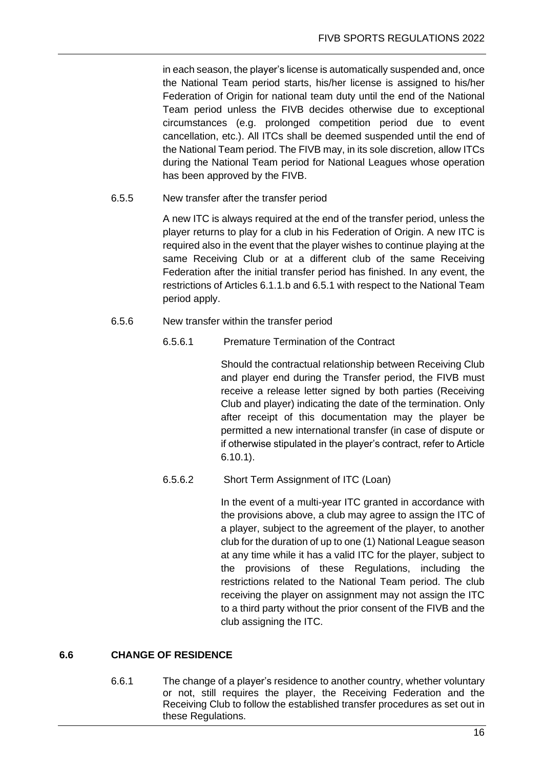in each season, the player's license is automatically suspended and, once the National Team period starts, his/her license is assigned to his/her Federation of Origin for national team duty until the end of the National Team period unless the FIVB decides otherwise due to exceptional circumstances (e.g. prolonged competition period due to event cancellation, etc.). All ITCs shall be deemed suspended until the end of the National Team period. The FIVB may, in its sole discretion, allow ITCs during the National Team period for National Leagues whose operation has been approved by the FIVB.

6.5.5 New transfer after the transfer period

A new ITC is always required at the end of the transfer period, unless the player returns to play for a club in his Federation of Origin. A new ITC is required also in the event that the player wishes to continue playing at the same Receiving Club or at a different club of the same Receiving Federation after the initial transfer period has finished. In any event, the restrictions of Articles 6.1.1.b and 6.5.1 with respect to the National Team period apply.

6.5.6 New transfer within the transfer period

6.5.6.1 Premature Termination of the Contract

Should the contractual relationship between Receiving Club and player end during the Transfer period, the FIVB must receive a release letter signed by both parties (Receiving Club and player) indicating the date of the termination. Only after receipt of this documentation may the player be permitted a new international transfer (in case of dispute or if otherwise stipulated in the player's contract, refer to Article 6.10.1).

6.5.6.2 Short Term Assignment of ITC (Loan)

In the event of a multi-year ITC granted in accordance with the provisions above, a club may agree to assign the ITC of a player, subject to the agreement of the player, to another club for the duration of up to one (1) National League season at any time while it has a valid ITC for the player, subject to the provisions of these Regulations, including the restrictions related to the National Team period. The club receiving the player on assignment may not assign the ITC to a third party without the prior consent of the FIVB and the club assigning the ITC.

## 6.6 CHANGE OF RESIDENCE

6.6.1 The change of a player's residence to another country, whether voluntary or not, still requires the player, the Receiving Federation and the Receiving Club to follow the established transfer procedures as set out in these Regulations.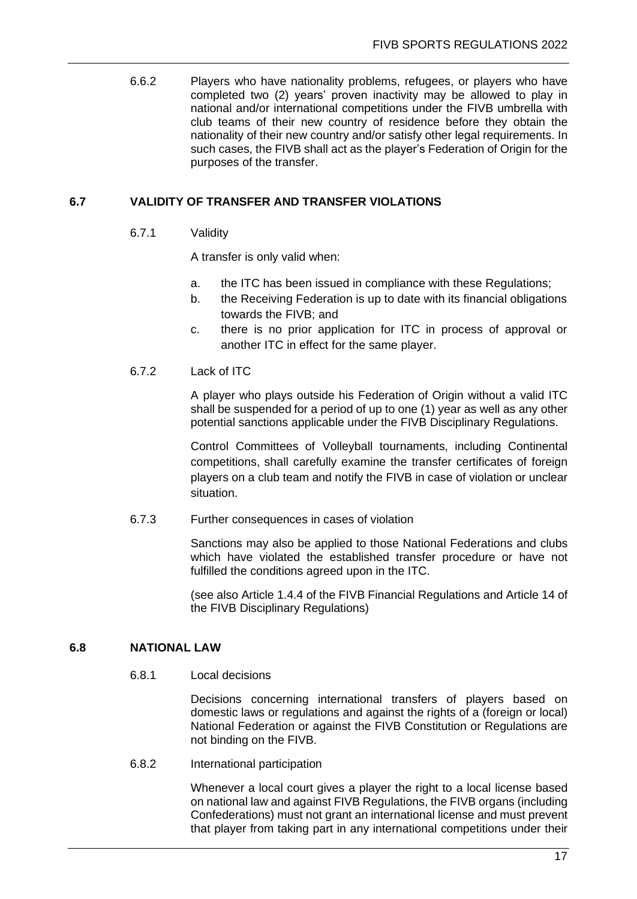6.6.2 Players who have nationality problems, refugees, or players who have completed two (2) years' proven inactivity may be allowed to play in national and/or international competitions under the FIVB umbrella with club teams of their new country of residence before they obtain the nationality of their new country and/or satisfy other legal requirements. In such cases, the FIVB shall act as the player's Federation of Origin for the purposes of the transfer.

## 6.7 VALIDITY OF TRANSFER AND TRANSFER VIOLATIONS

### 6.7.1 Validity

A transfer is only valid when:

a. the ITC has been issued in compliance with these Regulations;
b. the Receiving Federation is up to date with its financial obligations towards the FIVB; and
c. there is no prior application for ITC in process of approval or another ITC in effect for the same player.

### 6.7.2 Lack of ITC

A player who plays outside his Federation of Origin without a valid ITC shall be suspended for a period of up to one (1) year as well as any other potential sanctions applicable under the FIVB Disciplinary Regulations.

Control Committees of Volleyball tournaments, including Continental competitions, shall carefully examine the transfer certificates of foreign players on a club team and notify the FIVB in case of violation or unclear situation.

### 6.7.3 Further consequences in cases of violation

Sanctions may also be applied to those National Federations and clubs which have violated the established transfer procedure or have not fulfilled the conditions agreed upon in the ITC.

(see also Article 1.4.4 of the FIVB Financial Regulations and Article 14 of the FIVB Disciplinary Regulations)

## 6.8 NATIONAL LAW

### 6.8.1 Local decisions

Decisions concerning international transfers of players based on domestic laws or regulations and against the rights of a (foreign or local) National Federation or against the FIVB Constitution or Regulations are not binding on the FIVB.

### 6.8.2 International participation

Whenever a local court gives a player the right to a local license based on national law and against FIVB Regulations, the FIVB organs (including Confederations) must not grant an international license and must prevent that player from taking part in any international competitions under their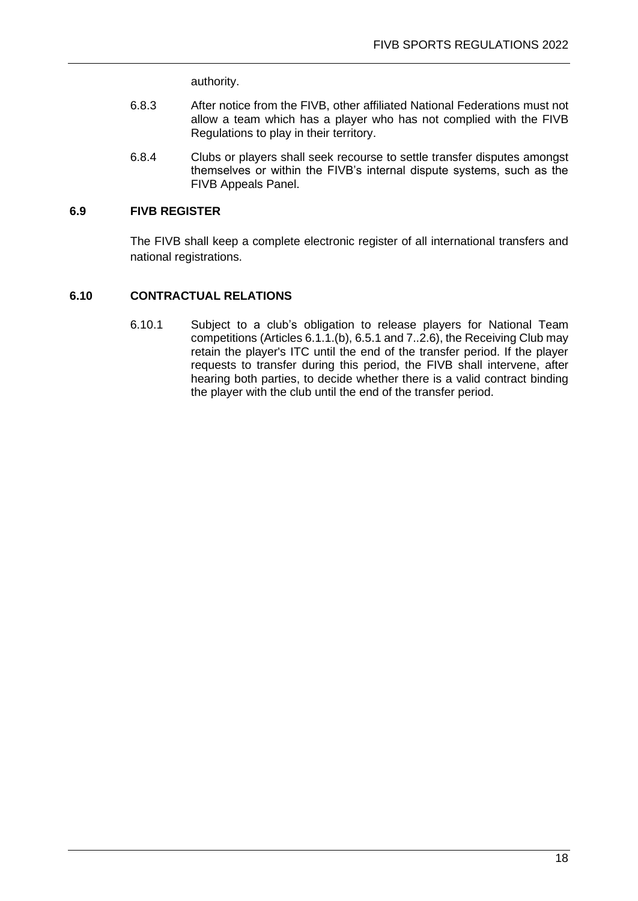authority.

6.8.3 After notice from the FIVB, other affiliated National Federations must not allow a team which has a player who has not complied with the FIVB Regulations to play in their territory.

6.8.4 Clubs or players shall seek recourse to settle transfer disputes amongst themselves or within the FIVB's internal dispute systems, such as the FIVB Appeals Panel.

### 6.9 FIVB REGISTER

The FIVB shall keep a complete electronic register of all international transfers and national registrations.

### 6.10 CONTRACTUAL RELATIONS

6.10.1 Subject to a club's obligation to release players for National Team competitions (Articles 6.1.1.(b), 6.5.1 and 7..2.6), the Receiving Club may retain the player's ITC until the end of the transfer period. If the player requests to transfer during this period, the FIVB shall intervene, after hearing both parties, to decide whether there is a valid contract binding the player with the club until the end of the transfer period.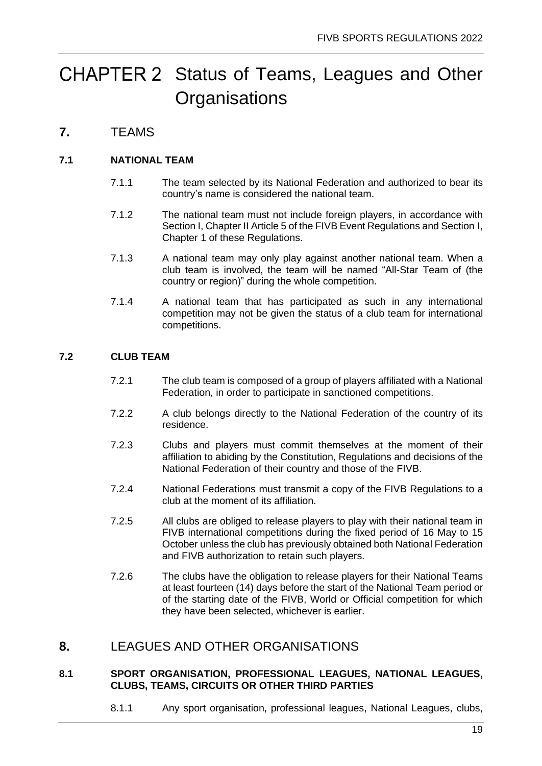# CHAPTER 2 Status of Teams, Leagues and Other Organisations

## 7. TEAMS

### 7.1 NATIONAL TEAM

7.1.1 The team selected by its National Federation and authorized to bear its country's name is considered the national team.

7.1.2 The national team must not include foreign players, in accordance with Section I, Chapter II Article 5 of the FIVB Event Regulations and Section I, Chapter 1 of these Regulations.

7.1.3 A national team may only play against another national team. When a club team is involved, the team will be named "All-Star Team of (the country or region)" during the whole competition.

7.1.4 A national team that has participated as such in any international competition may not be given the status of a club team for international competitions.

### 7.2 CLUB TEAM

7.2.1 The club team is composed of a group of players affiliated with a National Federation, in order to participate in sanctioned competitions.

7.2.2 A club belongs directly to the National Federation of the country of its residence.

7.2.3 Clubs and players must commit themselves at the moment of their affiliation to abiding by the Constitution, Regulations and decisions of the National Federation of their country and those of the FIVB.

7.2.4 National Federations must transmit a copy of the FIVB Regulations to a club at the moment of its affiliation.

7.2.5 All clubs are obliged to release players to play with their national team in FIVB international competitions during the fixed period of 16 May to 15 October unless the club has previously obtained both National Federation and FIVB authorization to retain such players.

7.2.6 The clubs have the obligation to release players for their National Teams at least fourteen (14) days before the start of the National Team period or of the starting date of the FIVB, World or Official competition for which they have been selected, whichever is earlier.

## 8. LEAGUES AND OTHER ORGANISATIONS

### 8.1 SPORT ORGANISATION, PROFESSIONAL LEAGUES, NATIONAL LEAGUES, CLUBS, TEAMS, CIRCUITS OR OTHER THIRD PARTIES

8.1.1 Any sport organisation, professional leagues, National Leagues, clubs,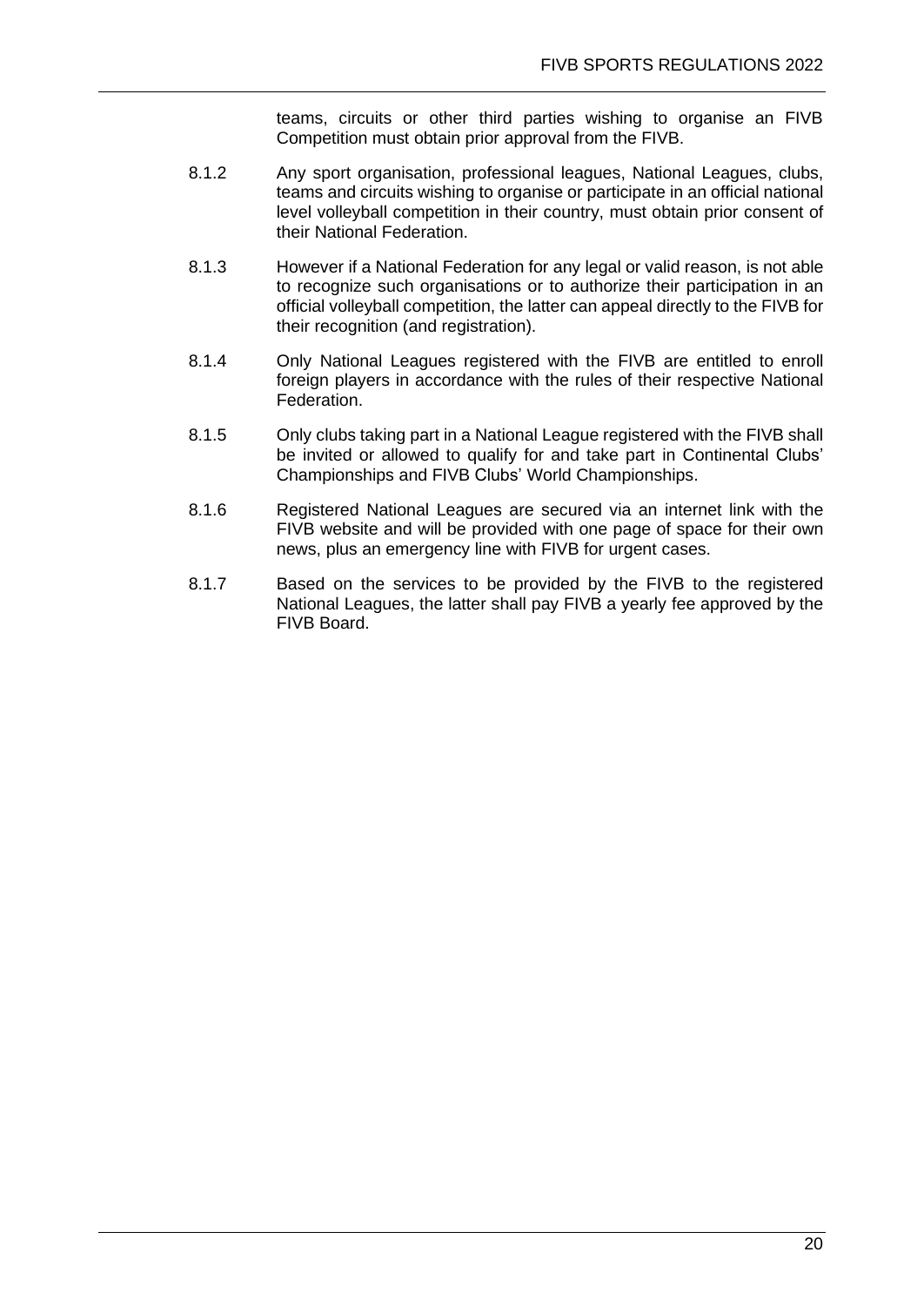teams, circuits or other third parties wishing to organise an FIVB Competition must obtain prior approval from the FIVB.

8.1.2 Any sport organisation, professional leagues, National Leagues, clubs, teams and circuits wishing to organise or participate in an official national level volleyball competition in their country, must obtain prior consent of their National Federation.

8.1.3 However if a National Federation for any legal or valid reason, is not able to recognize such organisations or to authorize their participation in an official volleyball competition, the latter can appeal directly to the FIVB for their recognition (and registration).

8.1.4 Only National Leagues registered with the FIVB are entitled to enroll foreign players in accordance with the rules of their respective National Federation.

8.1.5 Only clubs taking part in a National League registered with the FIVB shall be invited or allowed to qualify for and take part in Continental Clubs' Championships and FIVB Clubs' World Championships.

8.1.6 Registered National Leagues are secured via an internet link with the FIVB website and will be provided with one page of space for their own news, plus an emergency line with FIVB for urgent cases.

8.1.7 Based on the services to be provided by the FIVB to the registered National Leagues, the latter shall pay FIVB a yearly fee approved by the FIVB Board.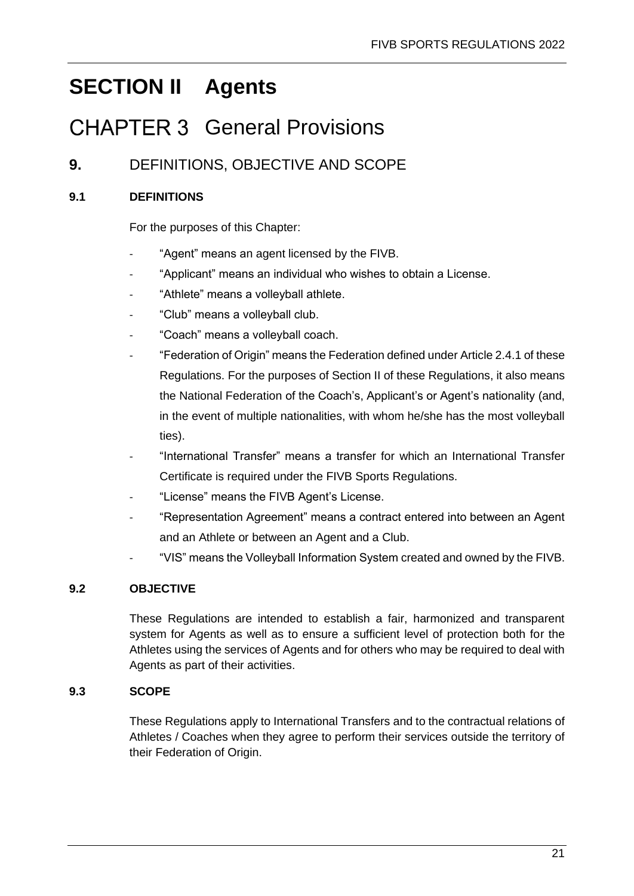# SECTION II Agents

# CHAPTER 3 General Provisions

## 9. DEFINITIONS, OBJECTIVE AND SCOPE

### 9.1 DEFINITIONS

For the purposes of this Chapter:

- "Agent" means an agent licensed by the FIVB.
- "Applicant" means an individual who wishes to obtain a License.
- "Athlete" means a volleyball athlete.
- "Club" means a volleyball club.
- "Coach" means a volleyball coach.
- "Federation of Origin" means the Federation defined under Article 2.4.1 of these Regulations. For the purposes of Section II of these Regulations, it also means the National Federation of the Coach's, Applicant's or Agent's nationality (and, in the event of multiple nationalities, with whom he/she has the most volleyball ties).
- "International Transfer" means a transfer for which an International Transfer Certificate is required under the FIVB Sports Regulations.
- "License" means the FIVB Agent's License.
- "Representation Agreement" means a contract entered into between an Agent and an Athlete or between an Agent and a Club.
- "VIS" means the Volleyball Information System created and owned by the FIVB.

### 9.2 OBJECTIVE

These Regulations are intended to establish a fair, harmonized and transparent system for Agents as well as to ensure a sufficient level of protection both for the Athletes using the services of Agents and for others who may be required to deal with Agents as part of their activities.

### 9.3 SCOPE

These Regulations apply to International Transfers and to the contractual relations of Athletes / Coaches when they agree to perform their services outside the territory of their Federation of Origin.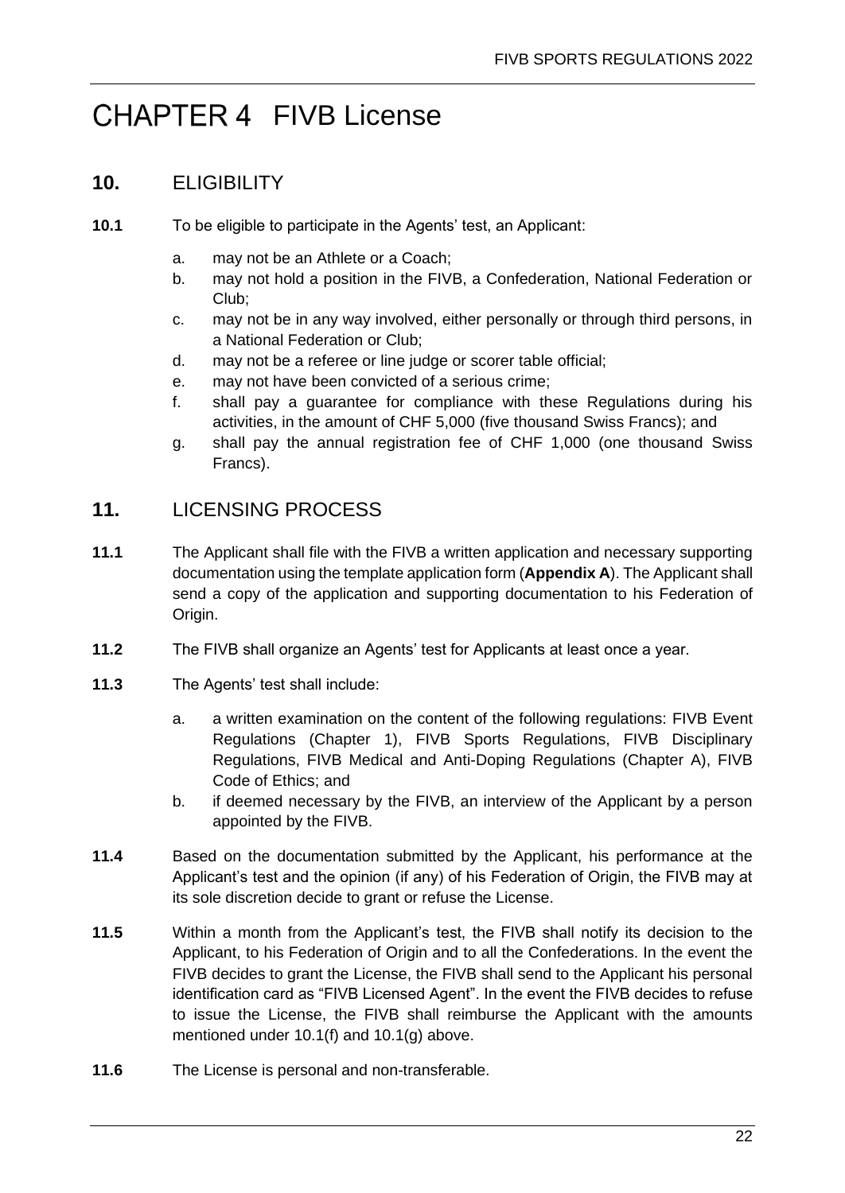# CHAPTER 4 FIVB License

## 10. ELIGIBILITY

**10.1** To be eligible to participate in the Agents' test, an Applicant:

a. may not be an Athlete or a Coach;
b. may not hold a position in the FIVB, a Confederation, National Federation or Club;
c. may not be in any way involved, either personally or through third persons, in a National Federation or Club;
d. may not be a referee or line judge or scorer table official;
e. may not have been convicted of a serious crime;
f. shall pay a guarantee for compliance with these Regulations during his activities, in the amount of CHF 5,000 (five thousand Swiss Francs); and
g. shall pay the annual registration fee of CHF 1,000 (one thousand Swiss Francs).

## 11. LICENSING PROCESS

**11.1** The Applicant shall file with the FIVB a written application and necessary supporting documentation using the template application form (**Appendix A**). The Applicant shall send a copy of the application and supporting documentation to his Federation of Origin.

**11.2** The FIVB shall organize an Agents' test for Applicants at least once a year.

**11.3** The Agents' test shall include:

a. a written examination on the content of the following regulations: FIVB Event Regulations (Chapter 1), FIVB Sports Regulations, FIVB Disciplinary Regulations, FIVB Medical and Anti-Doping Regulations (Chapter A), FIVB Code of Ethics; and
b. if deemed necessary by the FIVB, an interview of the Applicant by a person appointed by the FIVB.

**11.4** Based on the documentation submitted by the Applicant, his performance at the Applicant's test and the opinion (if any) of his Federation of Origin, the FIVB may at its sole discretion decide to grant or refuse the License.

**11.5** Within a month from the Applicant's test, the FIVB shall notify its decision to the Applicant, to his Federation of Origin and to all the Confederations. In the event the FIVB decides to grant the License, the FIVB shall send to the Applicant his personal identification card as "FIVB Licensed Agent". In the event the FIVB decides to refuse to issue the License, the FIVB shall reimburse the Applicant with the amounts mentioned under 10.1(f) and 10.1(g) above.

**11.6** The License is personal and non-transferable.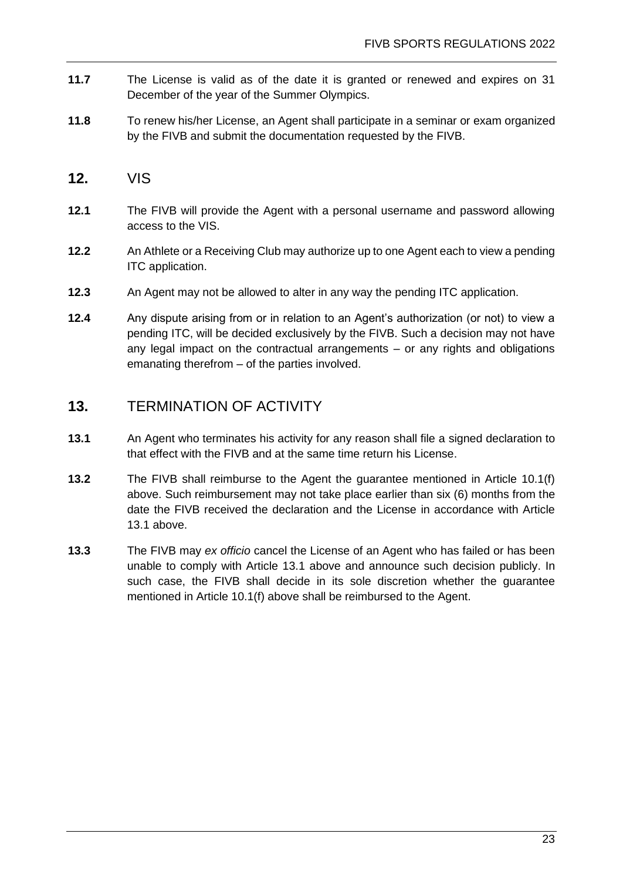**11.7** The License is valid as of the date it is granted or renewed and expires on 31 December of the year of the Summer Olympics.

**11.8** To renew his/her License, an Agent shall participate in a seminar or exam organized by the FIVB and submit the documentation requested by the FIVB.

## 12. VIS

**12.1** The FIVB will provide the Agent with a personal username and password allowing access to the VIS.

**12.2** An Athlete or a Receiving Club may authorize up to one Agent each to view a pending ITC application.

**12.3** An Agent may not be allowed to alter in any way the pending ITC application.

**12.4** Any dispute arising from or in relation to an Agent's authorization (or not) to view a pending ITC, will be decided exclusively by the FIVB. Such a decision may not have any legal impact on the contractual arrangements – or any rights and obligations emanating therefrom – of the parties involved.

## 13. TERMINATION OF ACTIVITY

**13.1** An Agent who terminates his activity for any reason shall file a signed declaration to that effect with the FIVB and at the same time return his License.

**13.2** The FIVB shall reimburse to the Agent the guarantee mentioned in Article 10.1(f) above. Such reimbursement may not take place earlier than six (6) months from the date the FIVB received the declaration and the License in accordance with Article 13.1 above.

**13.3** The FIVB may *ex officio* cancel the License of an Agent who has failed or has been unable to comply with Article 13.1 above and announce such decision publicly. In such case, the FIVB shall decide in its sole discretion whether the guarantee mentioned in Article 10.1(f) above shall be reimbursed to the Agent.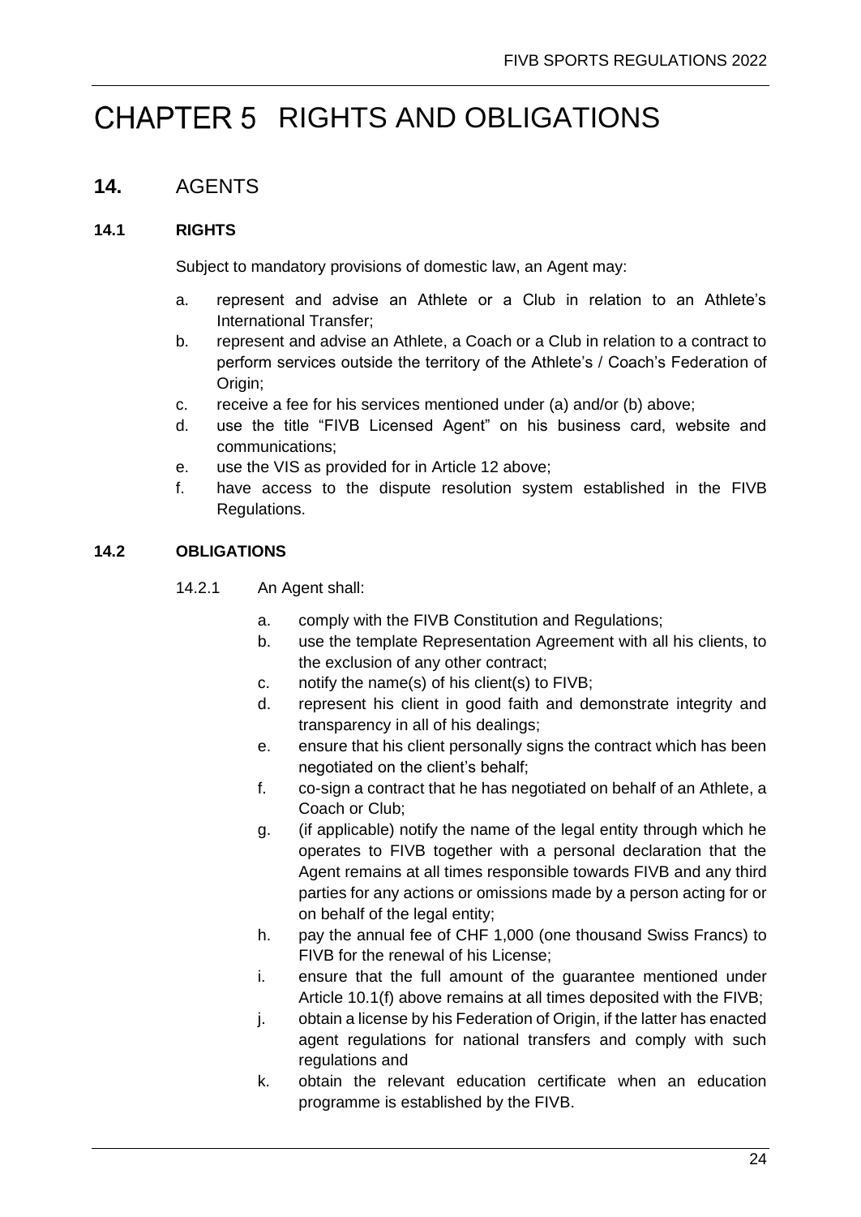# CHAPTER 5 RIGHTS AND OBLIGATIONS

## 14. AGENTS

### 14.1 RIGHTS

Subject to mandatory provisions of domestic law, an Agent may:

a. represent and advise an Athlete or a Club in relation to an Athlete's International Transfer;
b. represent and advise an Athlete, a Coach or a Club in relation to a contract to perform services outside the territory of the Athlete's / Coach's Federation of Origin;
c. receive a fee for his services mentioned under (a) and/or (b) above;
d. use the title "FIVB Licensed Agent" on his business card, website and communications;
e. use the VIS as provided for in Article 12 above;
f. have access to the dispute resolution system established in the FIVB Regulations.

### 14.2 OBLIGATIONS

14.2.1 An Agent shall:

a. comply with the FIVB Constitution and Regulations;
b. use the template Representation Agreement with all his clients, to the exclusion of any other contract;
c. notify the name(s) of his client(s) to FIVB;
d. represent his client in good faith and demonstrate integrity and transparency in all of his dealings;
e. ensure that his client personally signs the contract which has been negotiated on the client's behalf;
f. co-sign a contract that he has negotiated on behalf of an Athlete, a Coach or Club;
g. (if applicable) notify the name of the legal entity through which he operates to FIVB together with a personal declaration that the Agent remains at all times responsible towards FIVB and any third parties for any actions or omissions made by a person acting for or on behalf of the legal entity;
h. pay the annual fee of CHF 1,000 (one thousand Swiss Francs) to FIVB for the renewal of his License;
i. ensure that the full amount of the guarantee mentioned under Article 10.1(f) above remains at all times deposited with the FIVB;
j. obtain a license by his Federation of Origin, if the latter has enacted agent regulations for national transfers and comply with such regulations and
k. obtain the relevant education certificate when an education programme is established by the FIVB.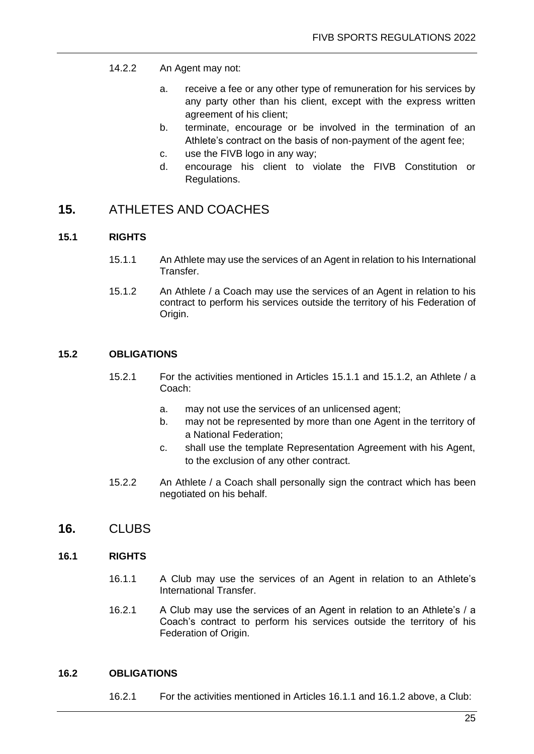14.2.2 An Agent may not:

a. receive a fee or any other type of remuneration for his services by any party other than his client, except with the express written agreement of his client;
b. terminate, encourage or be involved in the termination of an Athlete's contract on the basis of non-payment of the agent fee;
c. use the FIVB logo in any way;
d. encourage his client to violate the FIVB Constitution or Regulations.

# 15. ATHLETES AND COACHES

## 15.1 RIGHTS

15.1.1 An Athlete may use the services of an Agent in relation to his International Transfer.

15.1.2 An Athlete / a Coach may use the services of an Agent in relation to his contract to perform his services outside the territory of his Federation of Origin.

## 15.2 OBLIGATIONS

15.2.1 For the activities mentioned in Articles 15.1.1 and 15.1.2, an Athlete / a Coach:

a. may not use the services of an unlicensed agent;
b. may not be represented by more than one Agent in the territory of a National Federation;
c. shall use the template Representation Agreement with his Agent, to the exclusion of any other contract.

15.2.2 An Athlete / a Coach shall personally sign the contract which has been negotiated on his behalf.

# 16. CLUBS

## 16.1 RIGHTS

16.1.1 A Club may use the services of an Agent in relation to an Athlete's International Transfer.

16.2.1 A Club may use the services of an Agent in relation to an Athlete's / a Coach's contract to perform his services outside the territory of his Federation of Origin.

## 16.2 OBLIGATIONS

16.2.1 For the activities mentioned in Articles 16.1.1 and 16.1.2 above, a Club: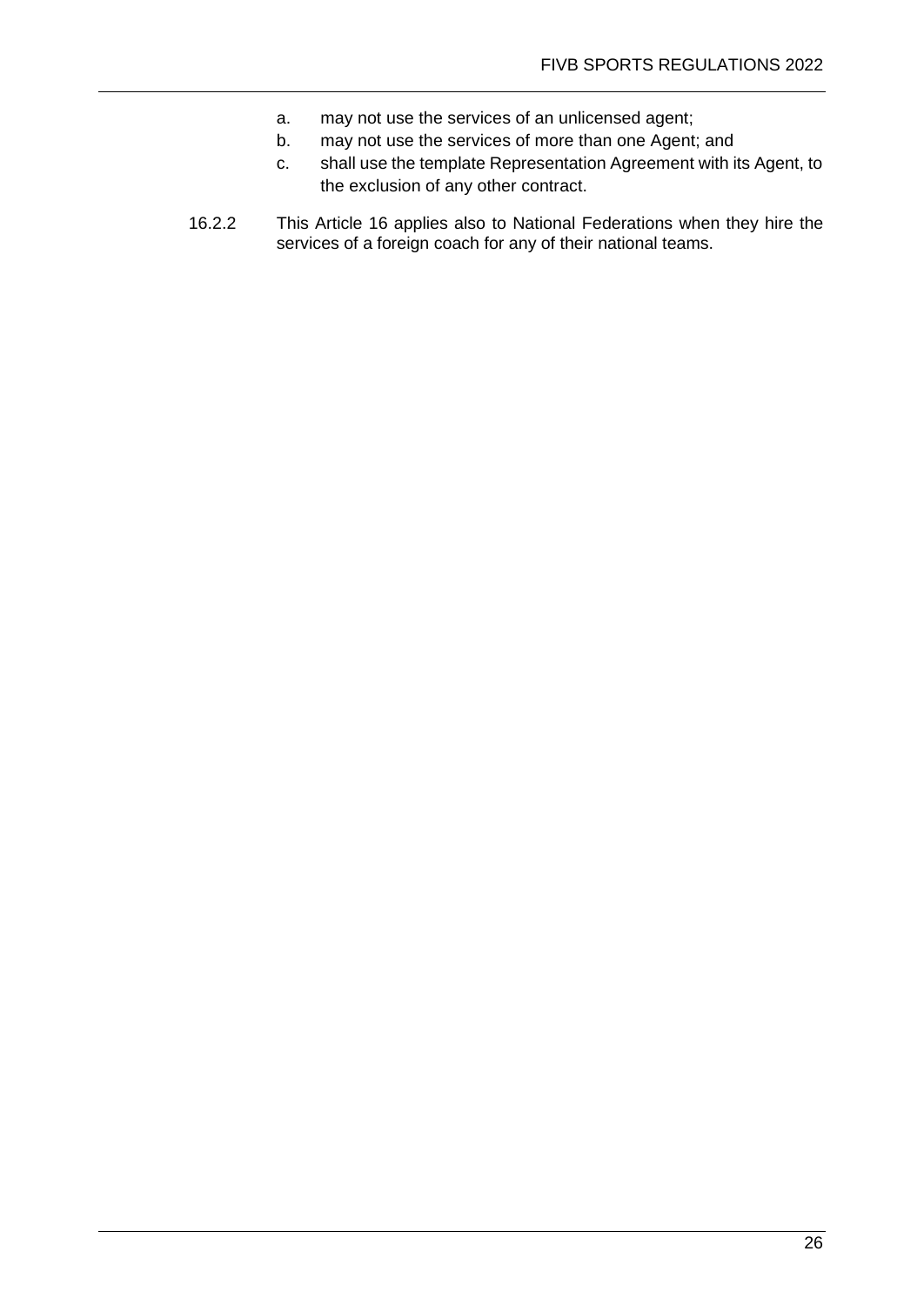a. may not use the services of an unlicensed agent;
b. may not use the services of more than one Agent; and
c. shall use the template Representation Agreement with its Agent, to the exclusion of any other contract.

16.2.2 This Article 16 applies also to National Federations when they hire the services of a foreign coach for any of their national teams.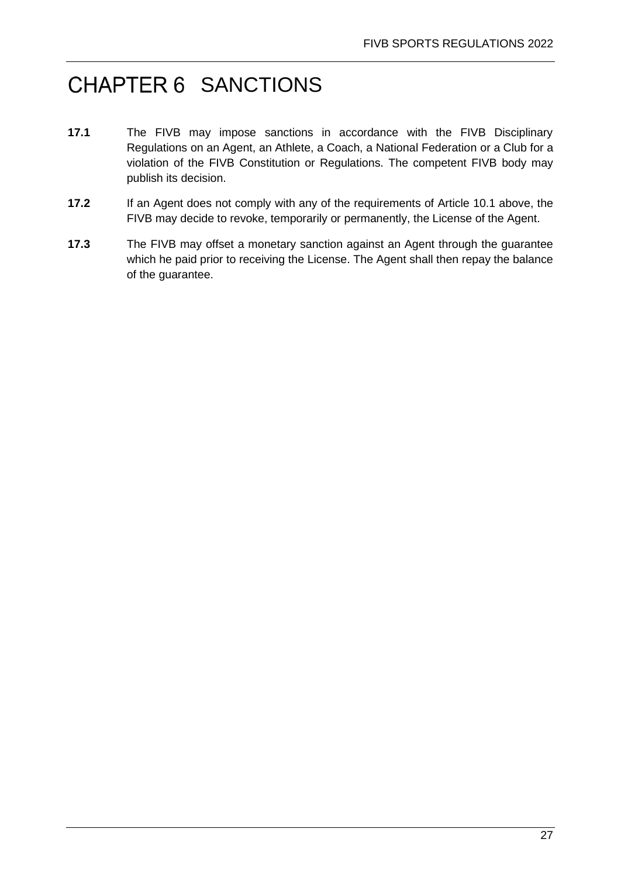# CHAPTER 6 SANCTIONS

**17.1** The FIVB may impose sanctions in accordance with the FIVB Disciplinary Regulations on an Agent, an Athlete, a Coach, a National Federation or a Club for a violation of the FIVB Constitution or Regulations. The competent FIVB body may publish its decision.

**17.2** If an Agent does not comply with any of the requirements of Article 10.1 above, the FIVB may decide to revoke, temporarily or permanently, the License of the Agent.

**17.3** The FIVB may offset a monetary sanction against an Agent through the guarantee which he paid prior to receiving the License. The Agent shall then repay the balance of the guarantee.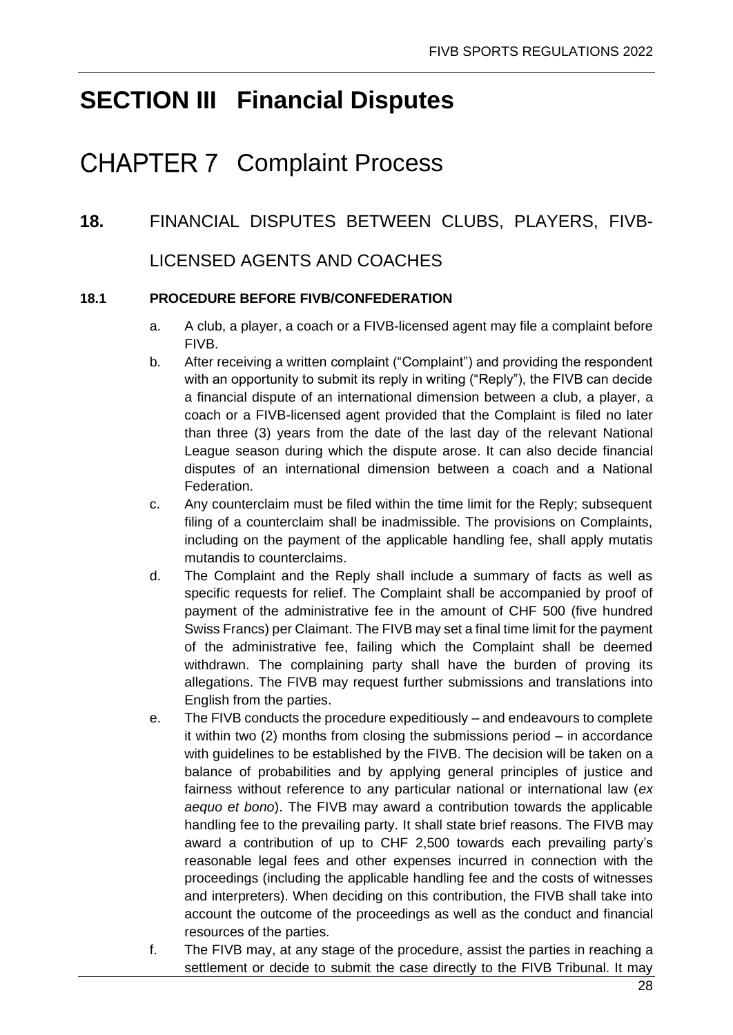# SECTION III Financial Disputes

# CHAPTER 7 Complaint Process

## 18. FINANCIAL DISPUTES BETWEEN CLUBS, PLAYERS, FIVB-LICENSED AGENTS AND COACHES

### 18.1 PROCEDURE BEFORE FIVB/CONFEDERATION

a. A club, a player, a coach or a FIVB-licensed agent may file a complaint before FIVB.

b. After receiving a written complaint ("Complaint") and providing the respondent with an opportunity to submit its reply in writing ("Reply"), the FIVB can decide a financial dispute of an international dimension between a club, a player, a coach or a FIVB-licensed agent provided that the Complaint is filed no later than three (3) years from the date of the last day of the relevant National League season during which the dispute arose. It can also decide financial disputes of an international dimension between a coach and a National Federation.

c. Any counterclaim must be filed within the time limit for the Reply; subsequent filing of a counterclaim shall be inadmissible. The provisions on Complaints, including on the payment of the applicable handling fee, shall apply mutatis mutandis to counterclaims.

d. The Complaint and the Reply shall include a summary of facts as well as specific requests for relief. The Complaint shall be accompanied by proof of payment of the administrative fee in the amount of CHF 500 (five hundred Swiss Francs) per Claimant. The FIVB may set a final time limit for the payment of the administrative fee, failing which the Complaint shall be deemed withdrawn. The complaining party shall have the burden of proving its allegations. The FIVB may request further submissions and translations into English from the parties.

e. The FIVB conducts the procedure expeditiously – and endeavours to complete it within two (2) months from closing the submissions period – in accordance with guidelines to be established by the FIVB. The decision will be taken on a balance of probabilities and by applying general principles of justice and fairness without reference to any particular national or international law (*ex aequo et bono*). The FIVB may award a contribution towards the applicable handling fee to the prevailing party. It shall state brief reasons. The FIVB may award a contribution of up to CHF 2,500 towards each prevailing party's reasonable legal fees and other expenses incurred in connection with the proceedings (including the applicable handling fee and the costs of witnesses and interpreters). When deciding on this contribution, the FIVB shall take into account the outcome of the proceedings as well as the conduct and financial resources of the parties.

f. The FIVB may, at any stage of the procedure, assist the parties in reaching a settlement or decide to submit the case directly to the FIVB Tribunal. It may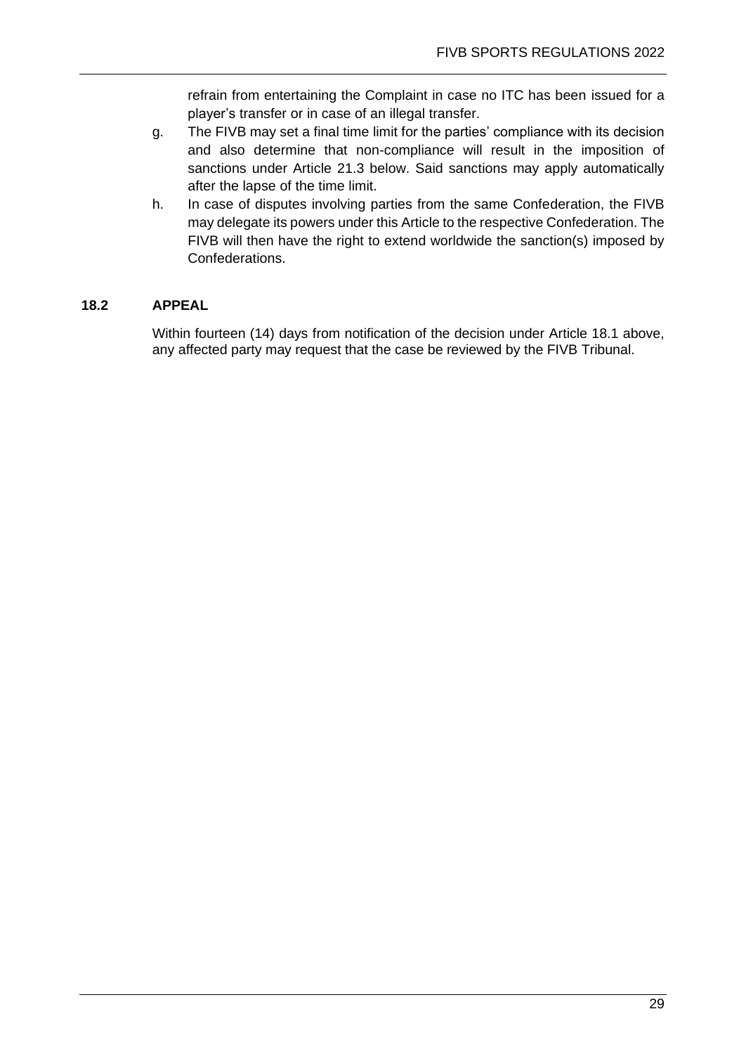refrain from entertaining the Complaint in case no ITC has been issued for a player's transfer or in case of an illegal transfer.

g. The FIVB may set a final time limit for the parties' compliance with its decision and also determine that non-compliance will result in the imposition of sanctions under Article 21.3 below. Said sanctions may apply automatically after the lapse of the time limit.

h. In case of disputes involving parties from the same Confederation, the FIVB may delegate its powers under this Article to the respective Confederation. The FIVB will then have the right to extend worldwide the sanction(s) imposed by Confederations.

### 18.2 APPEAL

Within fourteen (14) days from notification of the decision under Article 18.1 above, any affected party may request that the case be reviewed by the FIVB Tribunal.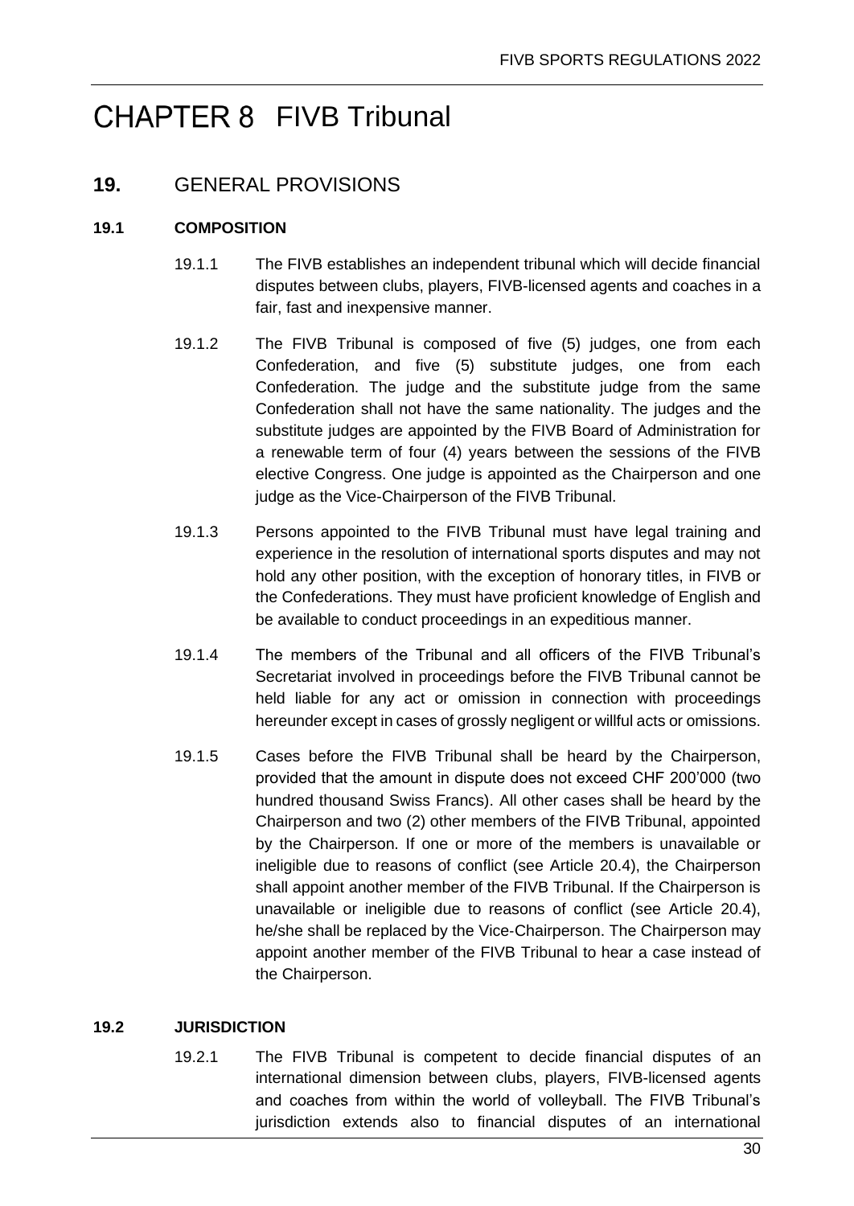# CHAPTER 8 FIVB Tribunal

## 19. GENERAL PROVISIONS

### 19.1 COMPOSITION

19.1.1 The FIVB establishes an independent tribunal which will decide financial disputes between clubs, players, FIVB-licensed agents and coaches in a fair, fast and inexpensive manner.

19.1.2 The FIVB Tribunal is composed of five (5) judges, one from each Confederation, and five (5) substitute judges, one from each Confederation. The judge and the substitute judge from the same Confederation shall not have the same nationality. The judges and the substitute judges are appointed by the FIVB Board of Administration for a renewable term of four (4) years between the sessions of the FIVB elective Congress. One judge is appointed as the Chairperson and one judge as the Vice-Chairperson of the FIVB Tribunal.

19.1.3 Persons appointed to the FIVB Tribunal must have legal training and experience in the resolution of international sports disputes and may not hold any other position, with the exception of honorary titles, in FIVB or the Confederations. They must have proficient knowledge of English and be available to conduct proceedings in an expeditious manner.

19.1.4 The members of the Tribunal and all officers of the FIVB Tribunal's Secretariat involved in proceedings before the FIVB Tribunal cannot be held liable for any act or omission in connection with proceedings hereunder except in cases of grossly negligent or willful acts or omissions.

19.1.5 Cases before the FIVB Tribunal shall be heard by the Chairperson, provided that the amount in dispute does not exceed CHF 200'000 (two hundred thousand Swiss Francs). All other cases shall be heard by the Chairperson and two (2) other members of the FIVB Tribunal, appointed by the Chairperson. If one or more of the members is unavailable or ineligible due to reasons of conflict (see Article 20.4), the Chairperson shall appoint another member of the FIVB Tribunal. If the Chairperson is unavailable or ineligible due to reasons of conflict (see Article 20.4), he/she shall be replaced by the Vice-Chairperson. The Chairperson may appoint another member of the FIVB Tribunal to hear a case instead of the Chairperson.

### 19.2 JURISDICTION

19.2.1 The FIVB Tribunal is competent to decide financial disputes of an international dimension between clubs, players, FIVB-licensed agents and coaches from within the world of volleyball. The FIVB Tribunal's jurisdiction extends also to financial disputes of an international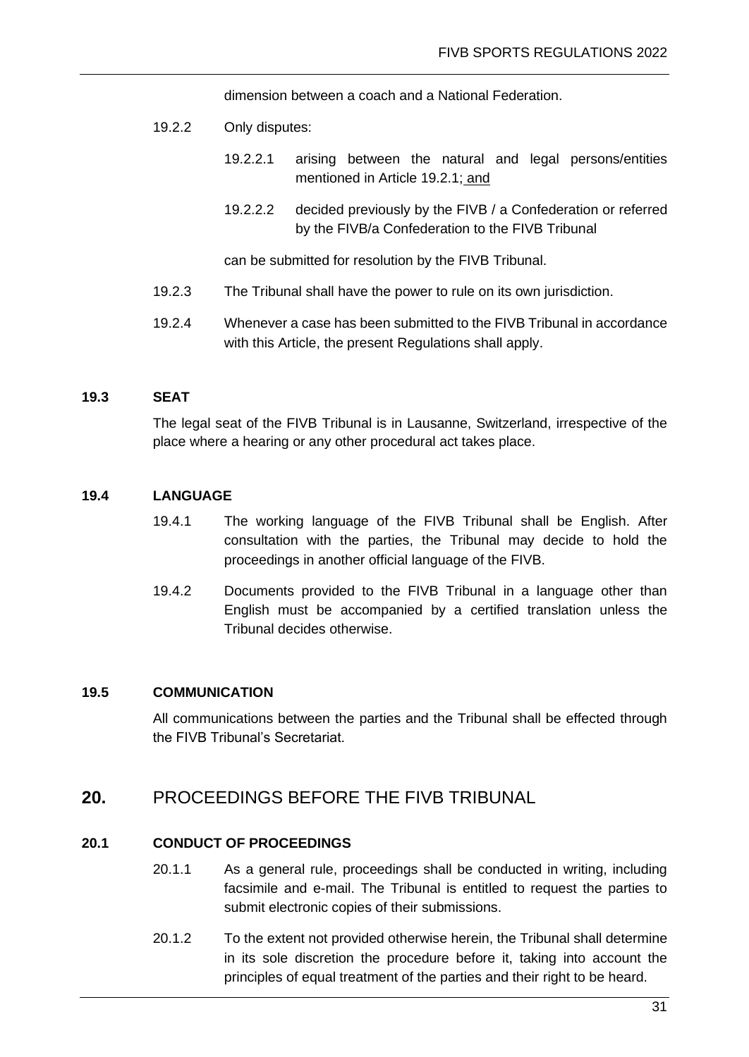dimension between a coach and a National Federation.

19.2.2 Only disputes:

19.2.2.1 arising between the natural and legal persons/entities mentioned in Article 19.2.1; and

19.2.2.2 decided previously by the FIVB / a Confederation or referred by the FIVB/a Confederation to the FIVB Tribunal

can be submitted for resolution by the FIVB Tribunal.

19.2.3 The Tribunal shall have the power to rule on its own jurisdiction.

19.2.4 Whenever a case has been submitted to the FIVB Tribunal in accordance with this Article, the present Regulations shall apply.

### 19.3 SEAT

The legal seat of the FIVB Tribunal is in Lausanne, Switzerland, irrespective of the place where a hearing or any other procedural act takes place.

### 19.4 LANGUAGE

19.4.1 The working language of the FIVB Tribunal shall be English. After consultation with the parties, the Tribunal may decide to hold the proceedings in another official language of the FIVB.

19.4.2 Documents provided to the FIVB Tribunal in a language other than English must be accompanied by a certified translation unless the Tribunal decides otherwise.

### 19.5 COMMUNICATION

All communications between the parties and the Tribunal shall be effected through the FIVB Tribunal's Secretariat.

## 20. PROCEEDINGS BEFORE THE FIVB TRIBUNAL

### 20.1 CONDUCT OF PROCEEDINGS

20.1.1 As a general rule, proceedings shall be conducted in writing, including facsimile and e-mail. The Tribunal is entitled to request the parties to submit electronic copies of their submissions.

20.1.2 To the extent not provided otherwise herein, the Tribunal shall determine in its sole discretion the procedure before it, taking into account the principles of equal treatment of the parties and their right to be heard.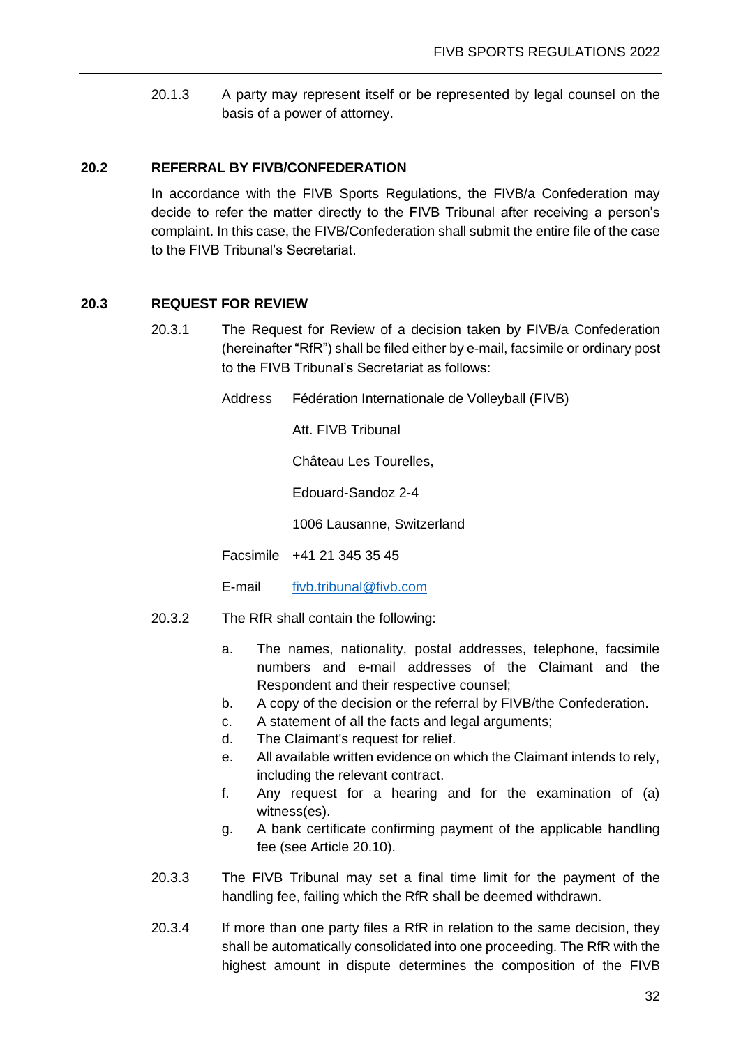20.1.3 A party may represent itself or be represented by legal counsel on the basis of a power of attorney.

## 20.2 REFERRAL BY FIVB/CONFEDERATION

In accordance with the FIVB Sports Regulations, the FIVB/a Confederation may decide to refer the matter directly to the FIVB Tribunal after receiving a person's complaint. In this case, the FIVB/Confederation shall submit the entire file of the case to the FIVB Tribunal's Secretariat.

## 20.3 REQUEST FOR REVIEW

20.3.1 The Request for Review of a decision taken by FIVB/a Confederation (hereinafter "RfR") shall be filed either by e-mail, facsimile or ordinary post to the FIVB Tribunal's Secretariat as follows:

Address Fédération Internationale de Volleyball (FIVB)

Att. FIVB Tribunal

Château Les Tourelles,

Edouard-Sandoz 2-4

1006 Lausanne, Switzerland

Facsimile +41 21 345 35 45

E-mail fivb.tribunal@fivb.com

20.3.2 The RfR shall contain the following:

a. The names, nationality, postal addresses, telephone, facsimile numbers and e-mail addresses of the Claimant and the Respondent and their respective counsel;
b. A copy of the decision or the referral by FIVB/the Confederation.
c. A statement of all the facts and legal arguments;
d. The Claimant's request for relief.
e. All available written evidence on which the Claimant intends to rely, including the relevant contract.
f. Any request for a hearing and for the examination of (a) witness(es).
g. A bank certificate confirming payment of the applicable handling fee (see Article 20.10).

20.3.3 The FIVB Tribunal may set a final time limit for the payment of the handling fee, failing which the RfR shall be deemed withdrawn.

20.3.4 If more than one party files a RfR in relation to the same decision, they shall be automatically consolidated into one proceeding. The RfR with the highest amount in dispute determines the composition of the FIVB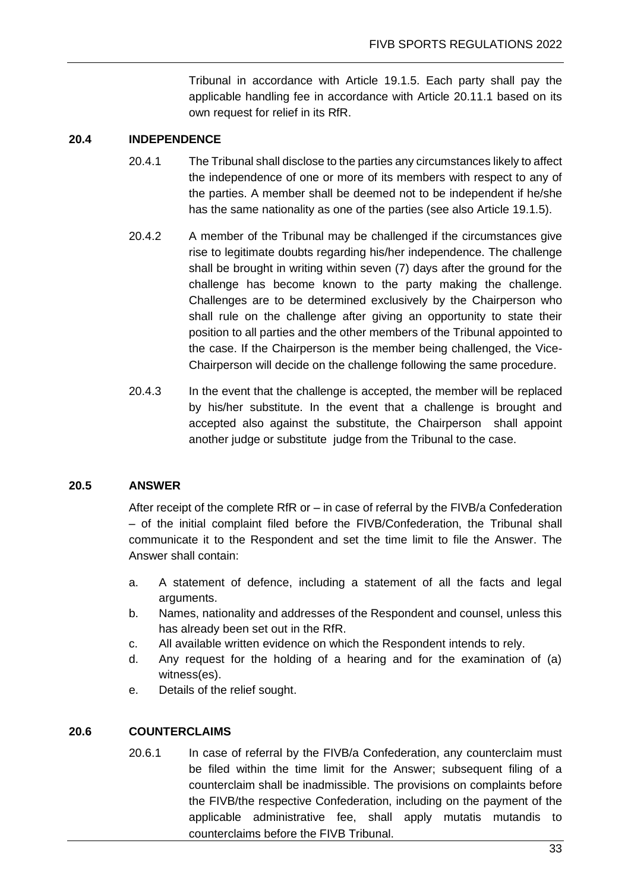Tribunal in accordance with Article 19.1.5. Each party shall pay the applicable handling fee in accordance with Article 20.11.1 based on its own request for relief in its RfR.

### 20.4 INDEPENDENCE

20.4.1 The Tribunal shall disclose to the parties any circumstances likely to affect the independence of one or more of its members with respect to any of the parties. A member shall be deemed not to be independent if he/she has the same nationality as one of the parties (see also Article 19.1.5).

20.4.2 A member of the Tribunal may be challenged if the circumstances give rise to legitimate doubts regarding his/her independence. The challenge shall be brought in writing within seven (7) days after the ground for the challenge has become known to the party making the challenge. Challenges are to be determined exclusively by the Chairperson who shall rule on the challenge after giving an opportunity to state their position to all parties and the other members of the Tribunal appointed to the case. If the Chairperson is the member being challenged, the Vice-Chairperson will decide on the challenge following the same procedure.

20.4.3 In the event that the challenge is accepted, the member will be replaced by his/her substitute. In the event that a challenge is brought and accepted also against the substitute, the Chairperson shall appoint another judge or substitute judge from the Tribunal to the case.

### 20.5 ANSWER

After receipt of the complete RfR or – in case of referral by the FIVB/a Confederation – of the initial complaint filed before the FIVB/Confederation, the Tribunal shall communicate it to the Respondent and set the time limit to file the Answer. The Answer shall contain:

a. A statement of defence, including a statement of all the facts and legal arguments.
b. Names, nationality and addresses of the Respondent and counsel, unless this has already been set out in the RfR.
c. All available written evidence on which the Respondent intends to rely.
d. Any request for the holding of a hearing and for the examination of (a) witness(es).
e. Details of the relief sought.

### 20.6 COUNTERCLAIMS

20.6.1 In case of referral by the FIVB/a Confederation, any counterclaim must be filed within the time limit for the Answer; subsequent filing of a counterclaim shall be inadmissible. The provisions on complaints before the FIVB/the respective Confederation, including on the payment of the applicable administrative fee, shall apply mutatis mutandis to counterclaims before the FIVB Tribunal.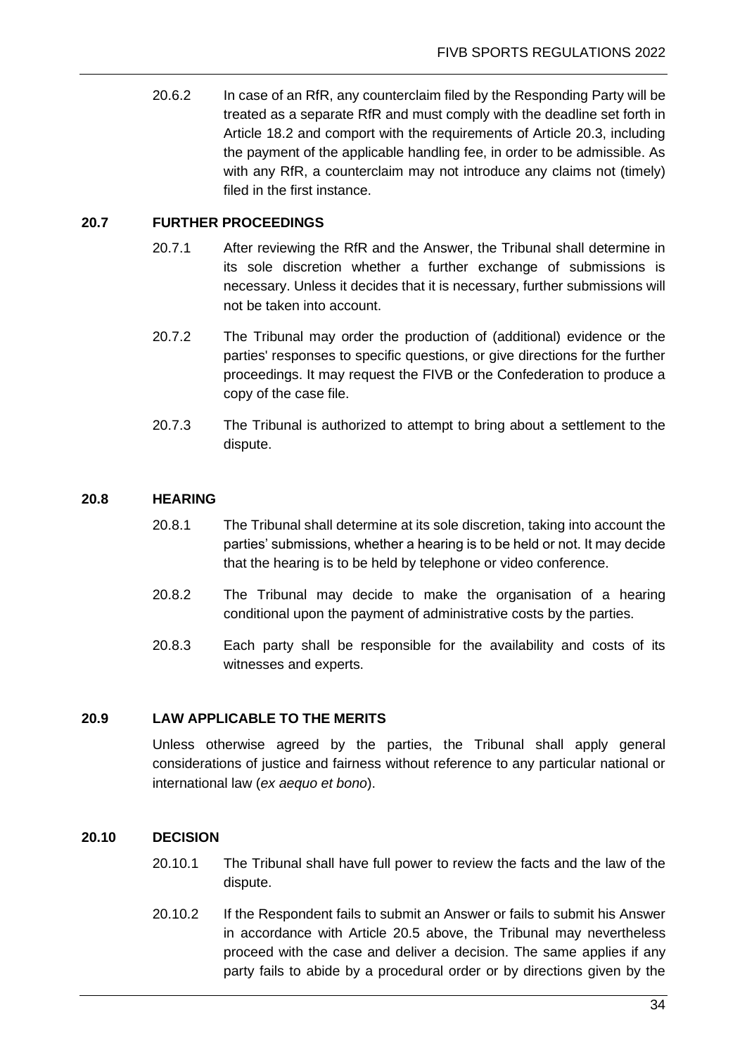20.6.2 In case of an RfR, any counterclaim filed by the Responding Party will be treated as a separate RfR and must comply with the deadline set forth in Article 18.2 and comport with the requirements of Article 20.3, including the payment of the applicable handling fee, in order to be admissible. As with any RfR, a counterclaim may not introduce any claims not (timely) filed in the first instance.

## 20.7 FURTHER PROCEEDINGS

20.7.1 After reviewing the RfR and the Answer, the Tribunal shall determine in its sole discretion whether a further exchange of submissions is necessary. Unless it decides that it is necessary, further submissions will not be taken into account.

20.7.2 The Tribunal may order the production of (additional) evidence or the parties' responses to specific questions, or give directions for the further proceedings. It may request the FIVB or the Confederation to produce a copy of the case file.

20.7.3 The Tribunal is authorized to attempt to bring about a settlement to the dispute.

## 20.8 HEARING

20.8.1 The Tribunal shall determine at its sole discretion, taking into account the parties' submissions, whether a hearing is to be held or not. It may decide that the hearing is to be held by telephone or video conference.

20.8.2 The Tribunal may decide to make the organisation of a hearing conditional upon the payment of administrative costs by the parties.

20.8.3 Each party shall be responsible for the availability and costs of its witnesses and experts.

## 20.9 LAW APPLICABLE TO THE MERITS

Unless otherwise agreed by the parties, the Tribunal shall apply general considerations of justice and fairness without reference to any particular national or international law (*ex aequo et bono*).

## 20.10 DECISION

20.10.1 The Tribunal shall have full power to review the facts and the law of the dispute.

20.10.2 If the Respondent fails to submit an Answer or fails to submit his Answer in accordance with Article 20.5 above, the Tribunal may nevertheless proceed with the case and deliver a decision. The same applies if any party fails to abide by a procedural order or by directions given by the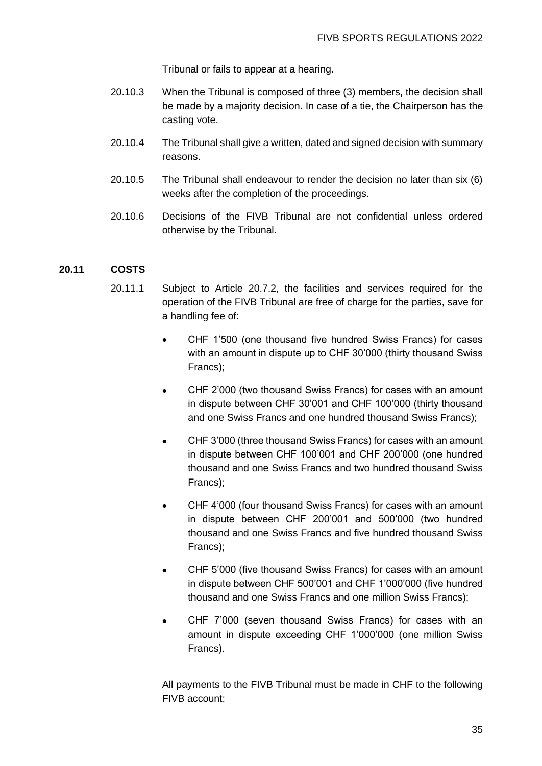Tribunal or fails to appear at a hearing.

20.10.3 When the Tribunal is composed of three (3) members, the decision shall be made by a majority decision. In case of a tie, the Chairperson has the casting vote.

20.10.4 The Tribunal shall give a written, dated and signed decision with summary reasons.

20.10.5 The Tribunal shall endeavour to render the decision no later than six (6) weeks after the completion of the proceedings.

20.10.6 Decisions of the FIVB Tribunal are not confidential unless ordered otherwise by the Tribunal.

## 20.11 COSTS

20.11.1 Subject to Article 20.7.2, the facilities and services required for the operation of the FIVB Tribunal are free of charge for the parties, save for a handling fee of:

- CHF 1'500 (one thousand five hundred Swiss Francs) for cases with an amount in dispute up to CHF 30'000 (thirty thousand Swiss Francs);
- CHF 2'000 (two thousand Swiss Francs) for cases with an amount in dispute between CHF 30'001 and CHF 100'000 (thirty thousand and one Swiss Francs and one hundred thousand Swiss Francs);
- CHF 3'000 (three thousand Swiss Francs) for cases with an amount in dispute between CHF 100'001 and CHF 200'000 (one hundred thousand and one Swiss Francs and two hundred thousand Swiss Francs);
- CHF 4'000 (four thousand Swiss Francs) for cases with an amount in dispute between CHF 200'001 and 500'000 (two hundred thousand and one Swiss Francs and five hundred thousand Swiss Francs);
- CHF 5'000 (five thousand Swiss Francs) for cases with an amount in dispute between CHF 500'001 and CHF 1'000'000 (five hundred thousand and one Swiss Francs and one million Swiss Francs);
- CHF 7'000 (seven thousand Swiss Francs) for cases with an amount in dispute exceeding CHF 1'000'000 (one million Swiss Francs).

All payments to the FIVB Tribunal must be made in CHF to the following FIVB account: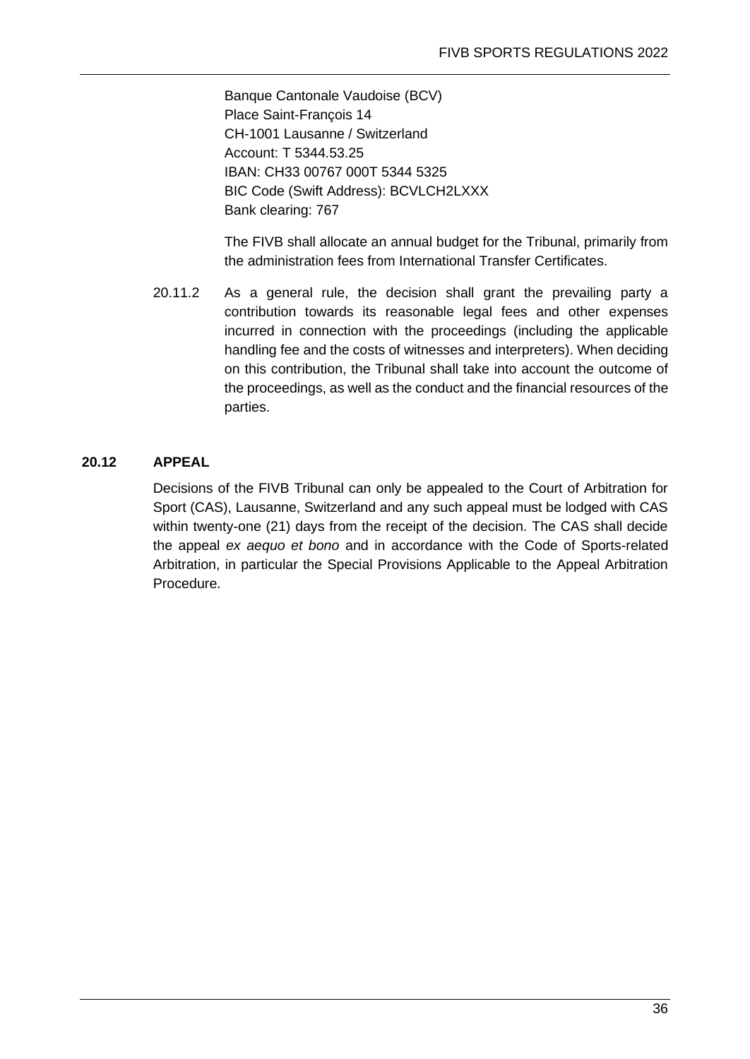Banque Cantonale Vaudoise (BCV)
Place Saint-François 14
CH-1001 Lausanne / Switzerland
Account: T 5344.53.25
IBAN: CH33 00767 000T 5344 5325
BIC Code (Swift Address): BCVLCH2LXXX
Bank clearing: 767

The FIVB shall allocate an annual budget for the Tribunal, primarily from the administration fees from International Transfer Certificates.

20.11.2 As a general rule, the decision shall grant the prevailing party a contribution towards its reasonable legal fees and other expenses incurred in connection with the proceedings (including the applicable handling fee and the costs of witnesses and interpreters). When deciding on this contribution, the Tribunal shall take into account the outcome of the proceedings, as well as the conduct and the financial resources of the parties.

## 20.12 APPEAL

Decisions of the FIVB Tribunal can only be appealed to the Court of Arbitration for Sport (CAS), Lausanne, Switzerland and any such appeal must be lodged with CAS within twenty-one (21) days from the receipt of the decision. The CAS shall decide the appeal *ex aequo et bono* and in accordance with the Code of Sports-related Arbitration, in particular the Special Provisions Applicable to the Appeal Arbitration Procedure.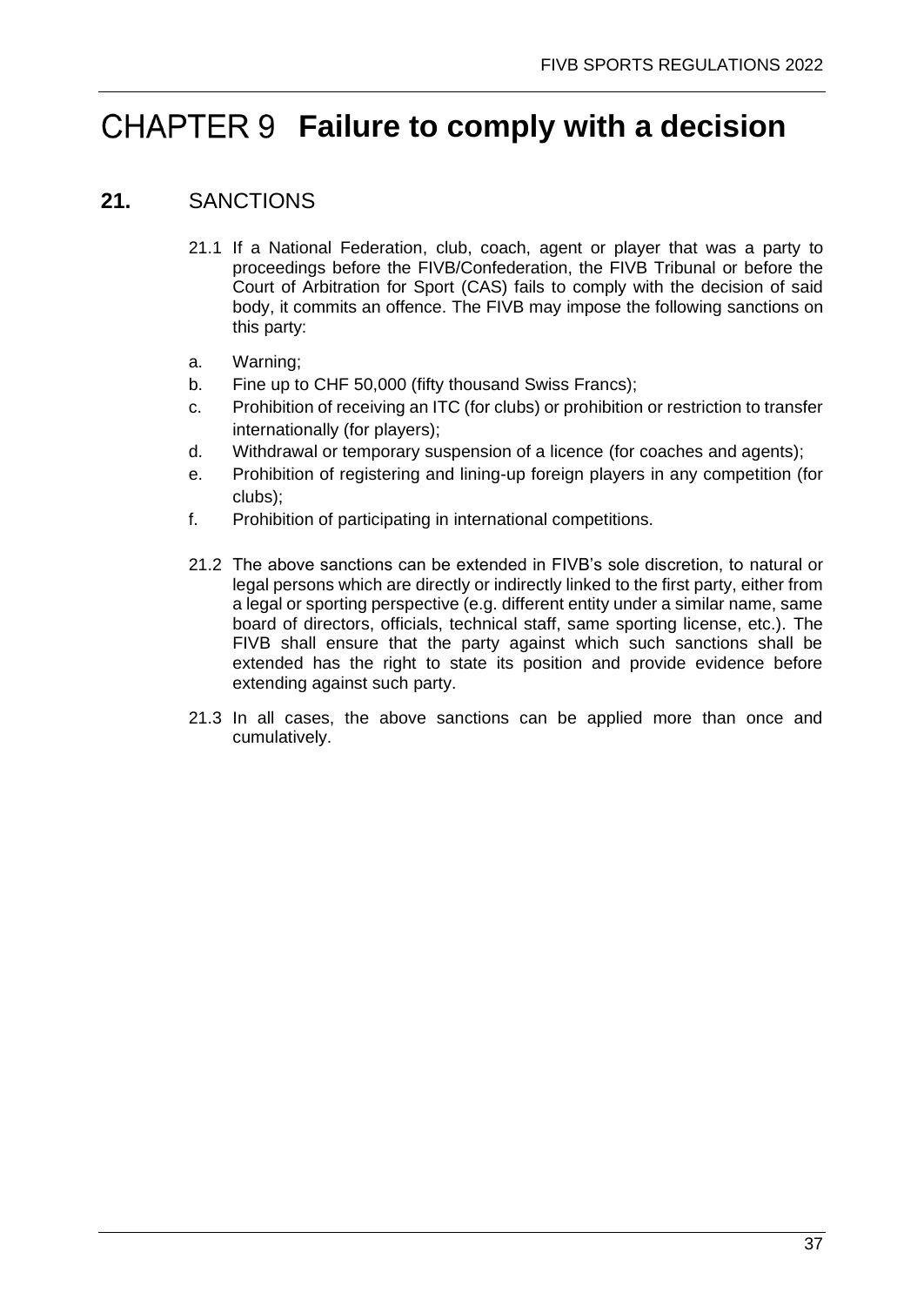# CHAPTER 9 **Failure to comply with a decision**

## 21. SANCTIONS

21.1 If a National Federation, club, coach, agent or player that was a party to proceedings before the FIVB/Confederation, the FIVB Tribunal or before the Court of Arbitration for Sport (CAS) fails to comply with the decision of said body, it commits an offence. The FIVB may impose the following sanctions on this party:

a. Warning;
b. Fine up to CHF 50,000 (fifty thousand Swiss Francs);
c. Prohibition of receiving an ITC (for clubs) or prohibition or restriction to transfer internationally (for players);
d. Withdrawal or temporary suspension of a licence (for coaches and agents);
e. Prohibition of registering and lining-up foreign players in any competition (for clubs);
f. Prohibition of participating in international competitions.

21.2 The above sanctions can be extended in FIVB's sole discretion, to natural or legal persons which are directly or indirectly linked to the first party, either from a legal or sporting perspective (e.g. different entity under a similar name, same board of directors, officials, technical staff, same sporting license, etc.). The FIVB shall ensure that the party against which such sanctions shall be extended has the right to state its position and provide evidence before extending against such party.

21.3 In all cases, the above sanctions can be applied more than once and cumulatively.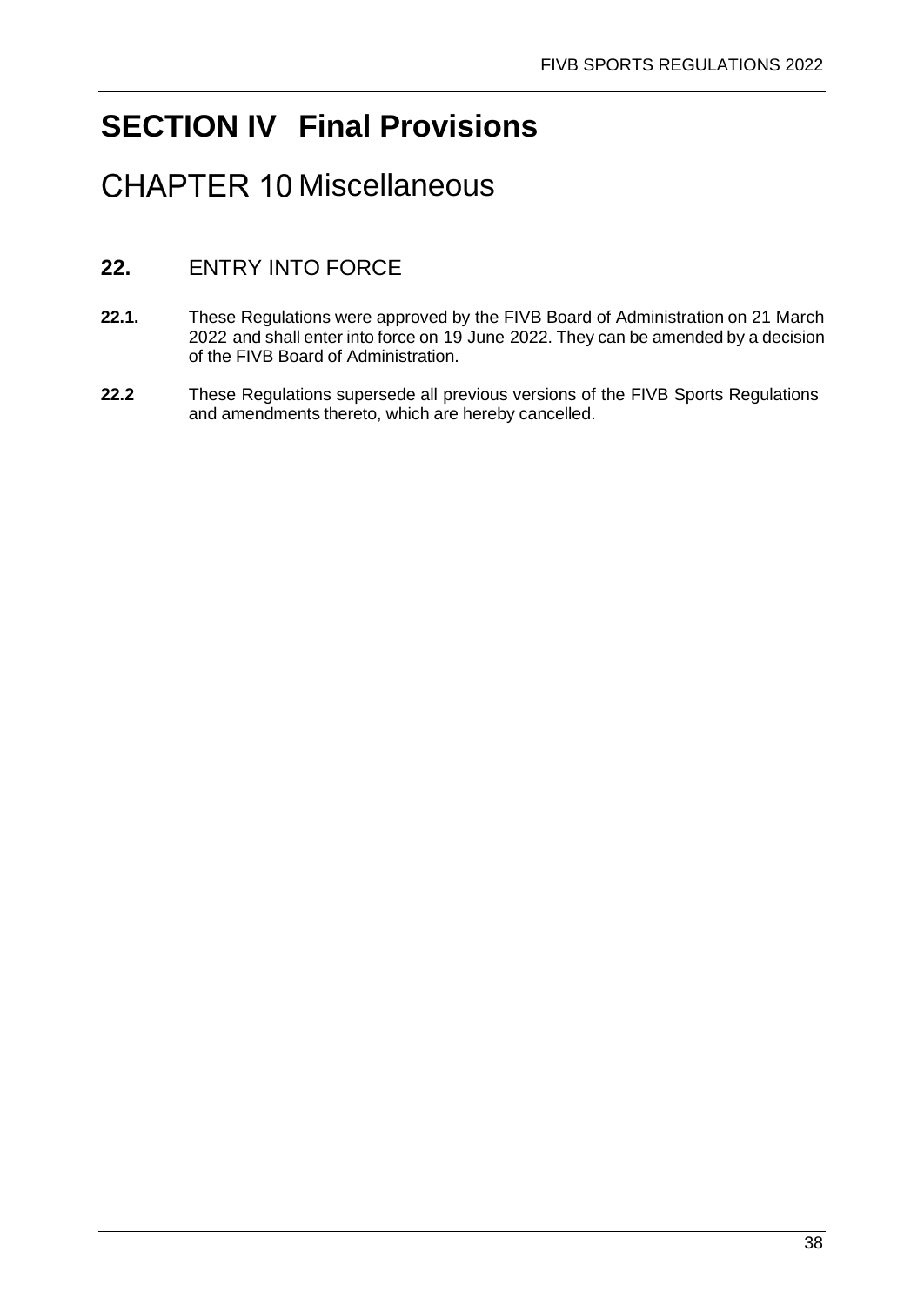# SECTION IV Final Provisions

## CHAPTER 10 Miscellaneous

### 22. ENTRY INTO FORCE

**22.1.** These Regulations were approved by the FIVB Board of Administration on 21 March 2022 and shall enter into force on 19 June 2022. They can be amended by a decision of the FIVB Board of Administration.

**22.2** These Regulations supersede all previous versions of the FIVB Sports Regulations and amendments thereto, which are hereby cancelled.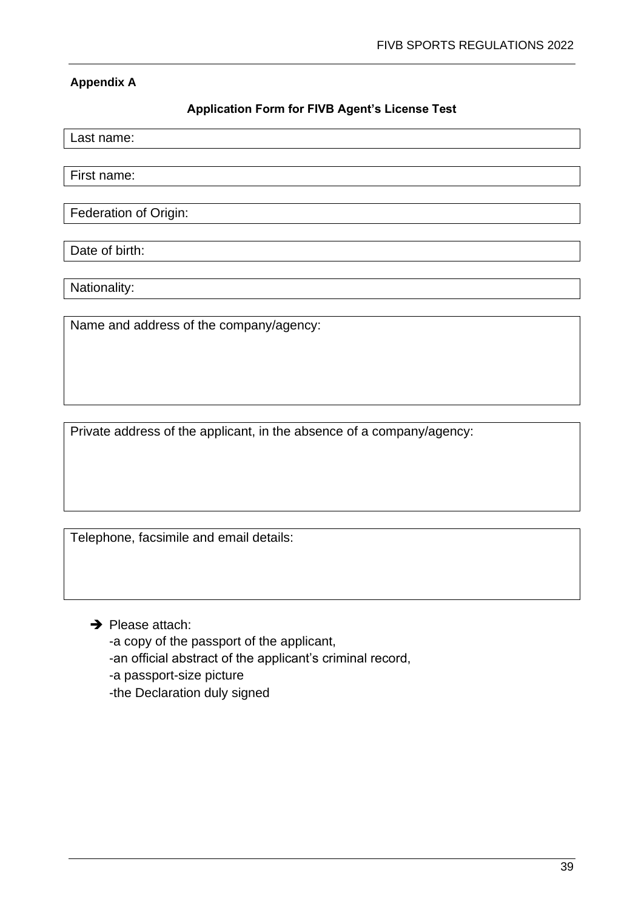**Appendix A**

**Application Form for FIVB Agent's License Test**

Last name:

First name:

Federation of Origin:

Date of birth:

Nationality:

Name and address of the company/agency:

Private address of the applicant, in the absence of a company/agency:

Telephone, facsimile and email details:

➔ Please attach:
-a copy of the passport of the applicant,
-an official abstract of the applicant's criminal record,
-a passport-size picture
-the Declaration duly signed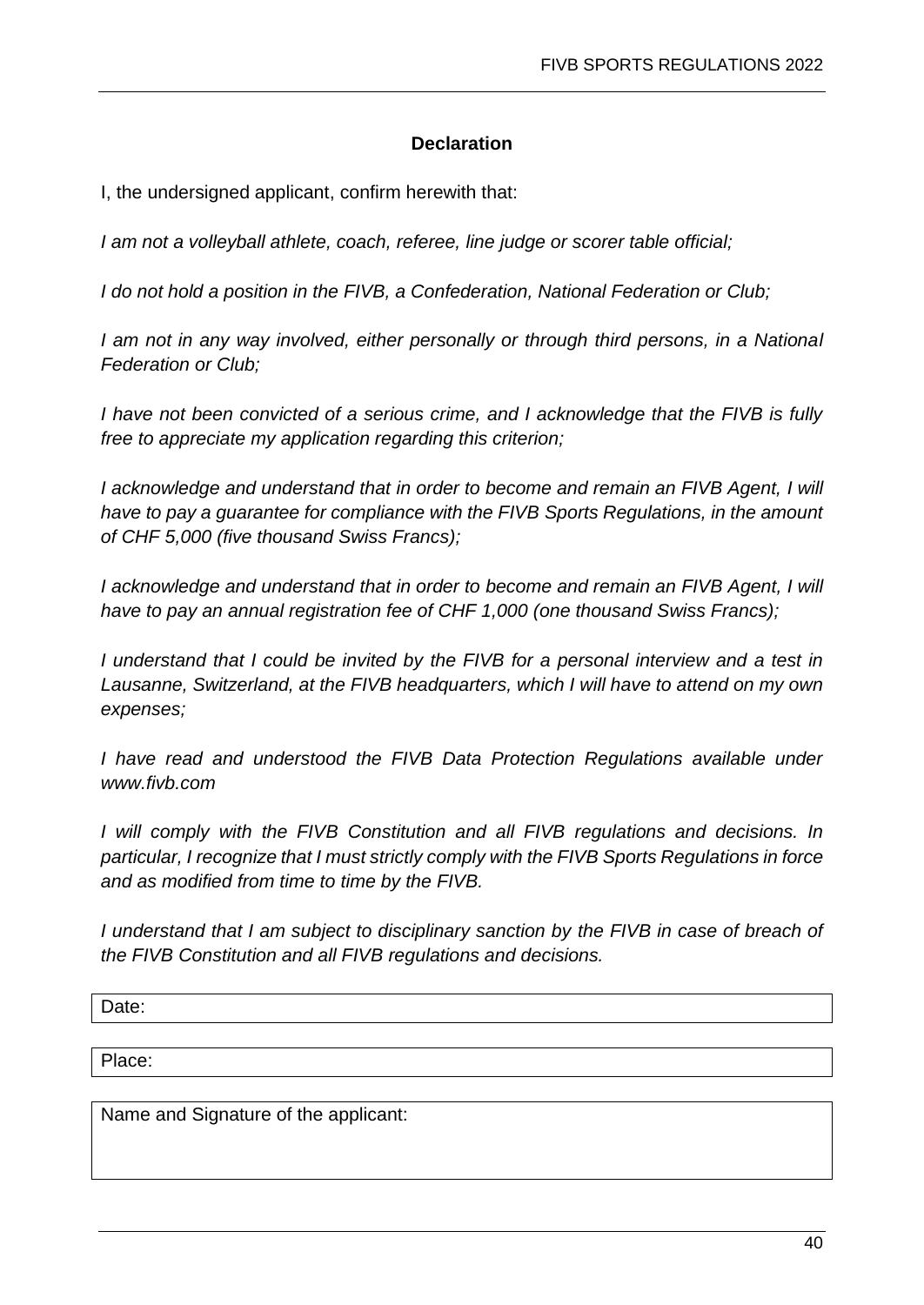**Declaration**

I, the undersigned applicant, confirm herewith that:

*I am not a volleyball athlete, coach, referee, line judge or scorer table official;*

*I do not hold a position in the FIVB, a Confederation, National Federation or Club;*

*I am not in any way involved, either personally or through third persons, in a National Federation or Club;*

*I have not been convicted of a serious crime, and I acknowledge that the FIVB is fully free to appreciate my application regarding this criterion;*

*I acknowledge and understand that in order to become and remain an FIVB Agent, I will have to pay a guarantee for compliance with the FIVB Sports Regulations, in the amount of CHF 5,000 (five thousand Swiss Francs);*

*I acknowledge and understand that in order to become and remain an FIVB Agent, I will have to pay an annual registration fee of CHF 1,000 (one thousand Swiss Francs);*

*I understand that I could be invited by the FIVB for a personal interview and a test in Lausanne, Switzerland, at the FIVB headquarters, which I will have to attend on my own expenses;*

*I have read and understood the FIVB Data Protection Regulations available under www.fivb.com*

*I will comply with the FIVB Constitution and all FIVB regulations and decisions. In particular, I recognize that I must strictly comply with the FIVB Sports Regulations in force and as modified from time to time by the FIVB.*

*I understand that I am subject to disciplinary sanction by the FIVB in case of breach of the FIVB Constitution and all FIVB regulations and decisions.*

| Date: |
|---|

| Place: |
|---|

| Name and Signature of the applicant: |
|---|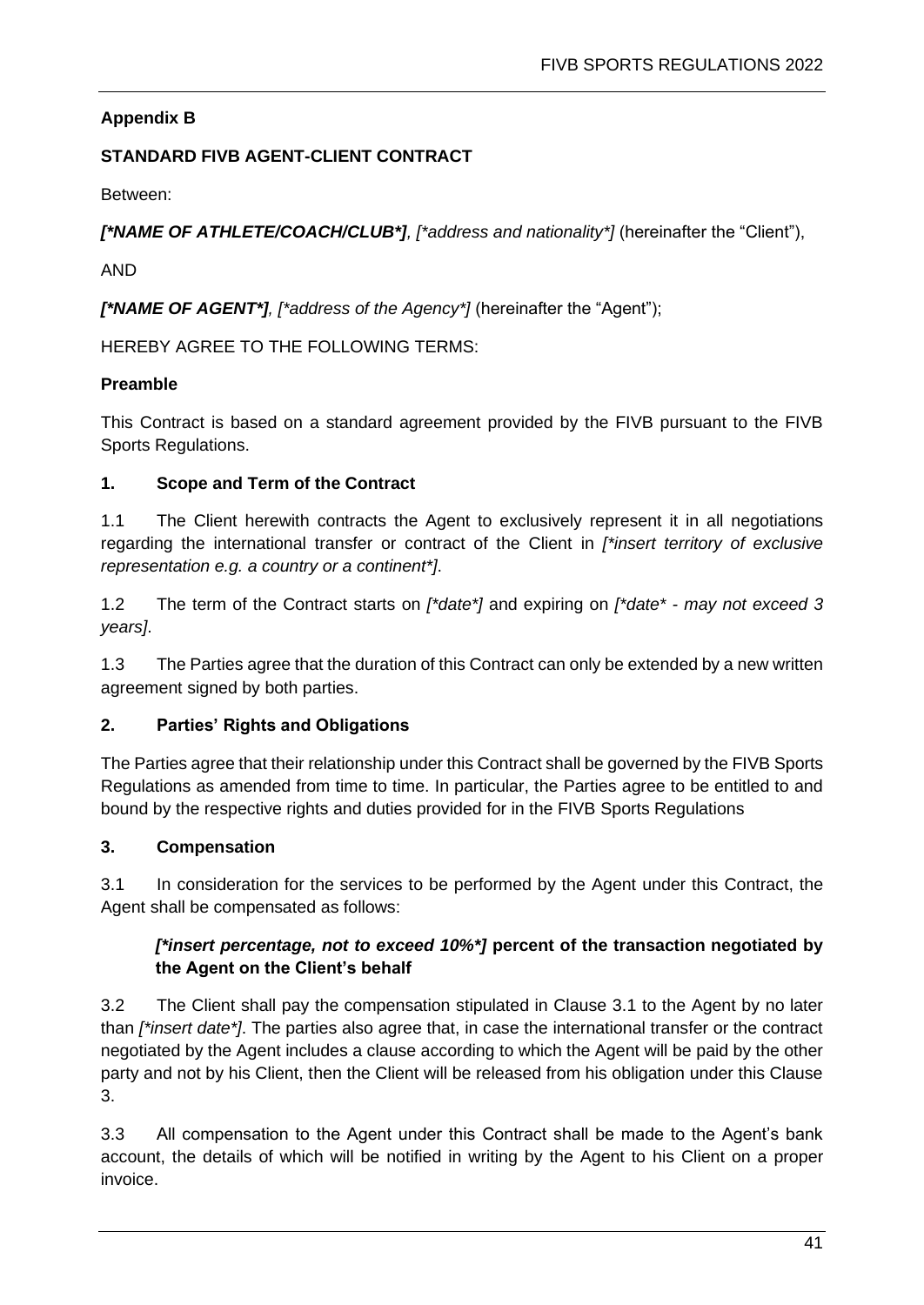**Appendix B**

**STANDARD FIVB AGENT-CLIENT CONTRACT**

Between:

***[*NAME OF ATHLETE/COACH/CLUB*]**, [*address and nationality*]* (hereinafter the "Client"),

AND

***[*NAME OF AGENT*]**, [*address of the Agency*]* (hereinafter the "Agent");

HEREBY AGREE TO THE FOLLOWING TERMS:

**Preamble**

This Contract is based on a standard agreement provided by the FIVB pursuant to the FIVB Sports Regulations.

**1. Scope and Term of the Contract**

1.1 The Client herewith contracts the Agent to exclusively represent it in all negotiations regarding the international transfer or contract of the Client in *[*insert territory of exclusive representation e.g. a country or a continent*]*.

1.2 The term of the Contract starts on *[*date*]* and expiring on *[*date* - may not exceed 3 years]*.

1.3 The Parties agree that the duration of this Contract can only be extended by a new written agreement signed by both parties.

**2. Parties' Rights and Obligations**

The Parties agree that their relationship under this Contract shall be governed by the FIVB Sports Regulations as amended from time to time. In particular, the Parties agree to be entitled to and bound by the respective rights and duties provided for in the FIVB Sports Regulations

**3. Compensation**

3.1 In consideration for the services to be performed by the Agent under this Contract, the Agent shall be compensated as follows:

> ***[*insert percentage, not to exceed 10%*]*** **percent of the transaction negotiated by the Agent on the Client's behalf**

3.2 The Client shall pay the compensation stipulated in Clause 3.1 to the Agent by no later than *[*insert date*]*. The parties also agree that, in case the international transfer or the contract negotiated by the Agent includes a clause according to which the Agent will be paid by the other party and not by his Client, then the Client will be released from his obligation under this Clause 3.

3.3 All compensation to the Agent under this Contract shall be made to the Agent's bank account, the details of which will be notified in writing by the Agent to his Client on a proper invoice.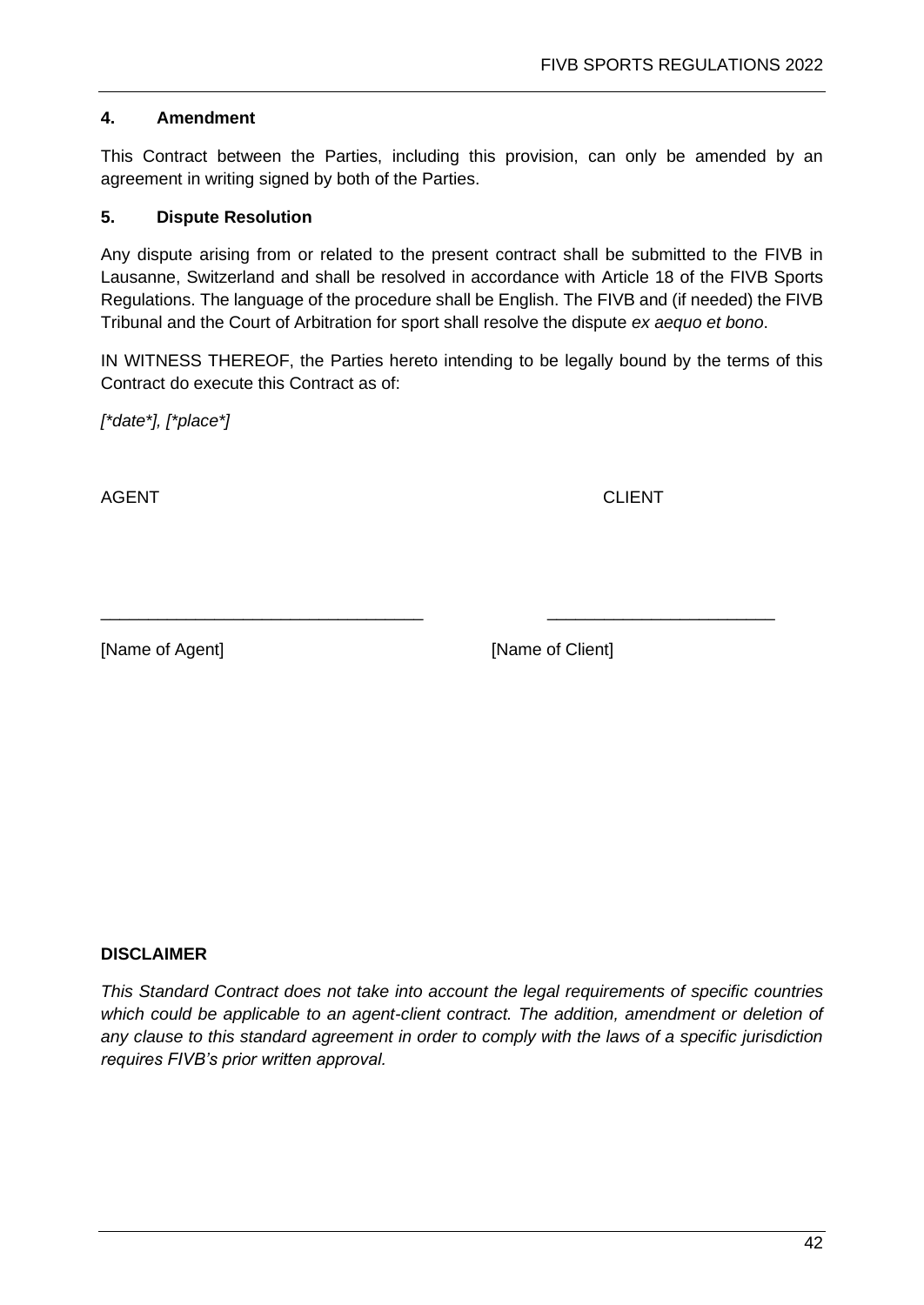### 4. Amendment

This Contract between the Parties, including this provision, can only be amended by an agreement in writing signed by both of the Parties.

### 5. Dispute Resolution

Any dispute arising from or related to the present contract shall be submitted to the FIVB in Lausanne, Switzerland and shall be resolved in accordance with Article 18 of the FIVB Sports Regulations. The language of the procedure shall be English. The FIVB and (if needed) the FIVB Tribunal and the Court of Arbitration for sport shall resolve the dispute *ex aequo et bono*.

IN WITNESS THEREOF, the Parties hereto intending to be legally bound by the terms of this Contract do execute this Contract as of:

*[*date*], [*place*]*

| AGENT | CLIENT |
| --- | --- |
| ___________________________________ | ________________________ |
| [Name of Agent] | [Name of Client] |

**DISCLAIMER**

*This Standard Contract does not take into account the legal requirements of specific countries which could be applicable to an agent-client contract. The addition, amendment or deletion of any clause to this standard agreement in order to comply with the laws of a specific jurisdiction requires FIVB's prior written approval.*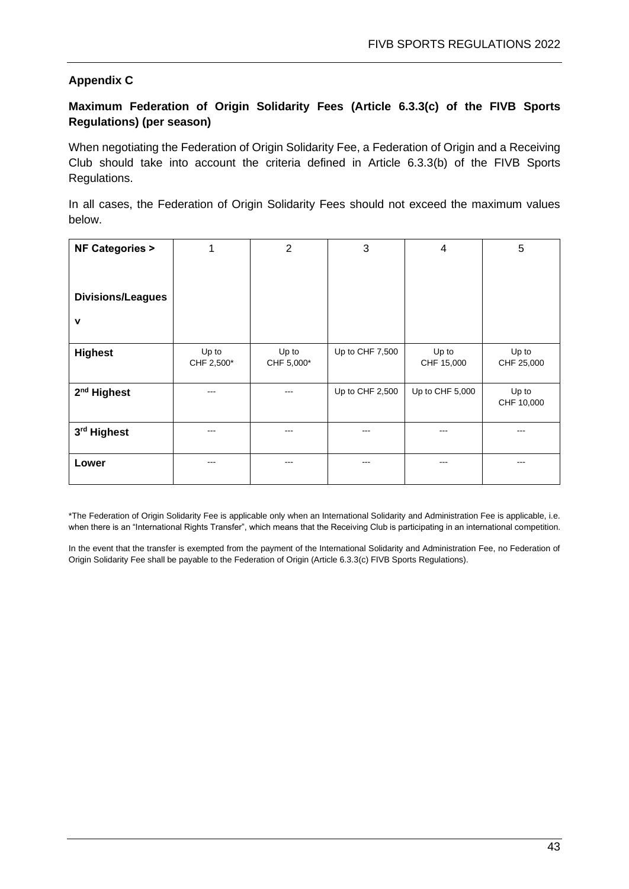## Appendix C

### Maximum Federation of Origin Solidarity Fees (Article 6.3.3(c) of the FIVB Sports Regulations) (per season)

When negotiating the Federation of Origin Solidarity Fee, a Federation of Origin and a Receiving Club should take into account the criteria defined in Article 6.3.3(b) of the FIVB Sports Regulations.

In all cases, the Federation of Origin Solidarity Fees should not exceed the maximum values below.

| **NF Categories >** <br><br> **Divisions/Leagues v** | 1 | 2 | 3 | 4 | 5 |
|---|---|---|---|---|---|
| **Highest** | Up to CHF 2,500* | Up to CHF 5,000* | Up to CHF 7,500 | Up to CHF 15,000 | Up to CHF 25,000 |
| **2nd Highest** | --- | --- | Up to CHF 2,500 | Up to CHF 5,000 | Up to CHF 10,000 |
| **3rd Highest** | --- | --- | --- | --- | --- |
| **Lower** | --- | --- | --- | --- | --- |

*The Federation of Origin Solidarity Fee is applicable only when an International Solidarity and Administration Fee is applicable, i.e. when there is an "International Rights Transfer", which means that the Receiving Club is participating in an international competition.

In the event that the transfer is exempted from the payment of the International Solidarity and Administration Fee, no Federation of Origin Solidarity Fee shall be payable to the Federation of Origin (Article 6.3.3(c) FIVB Sports Regulations).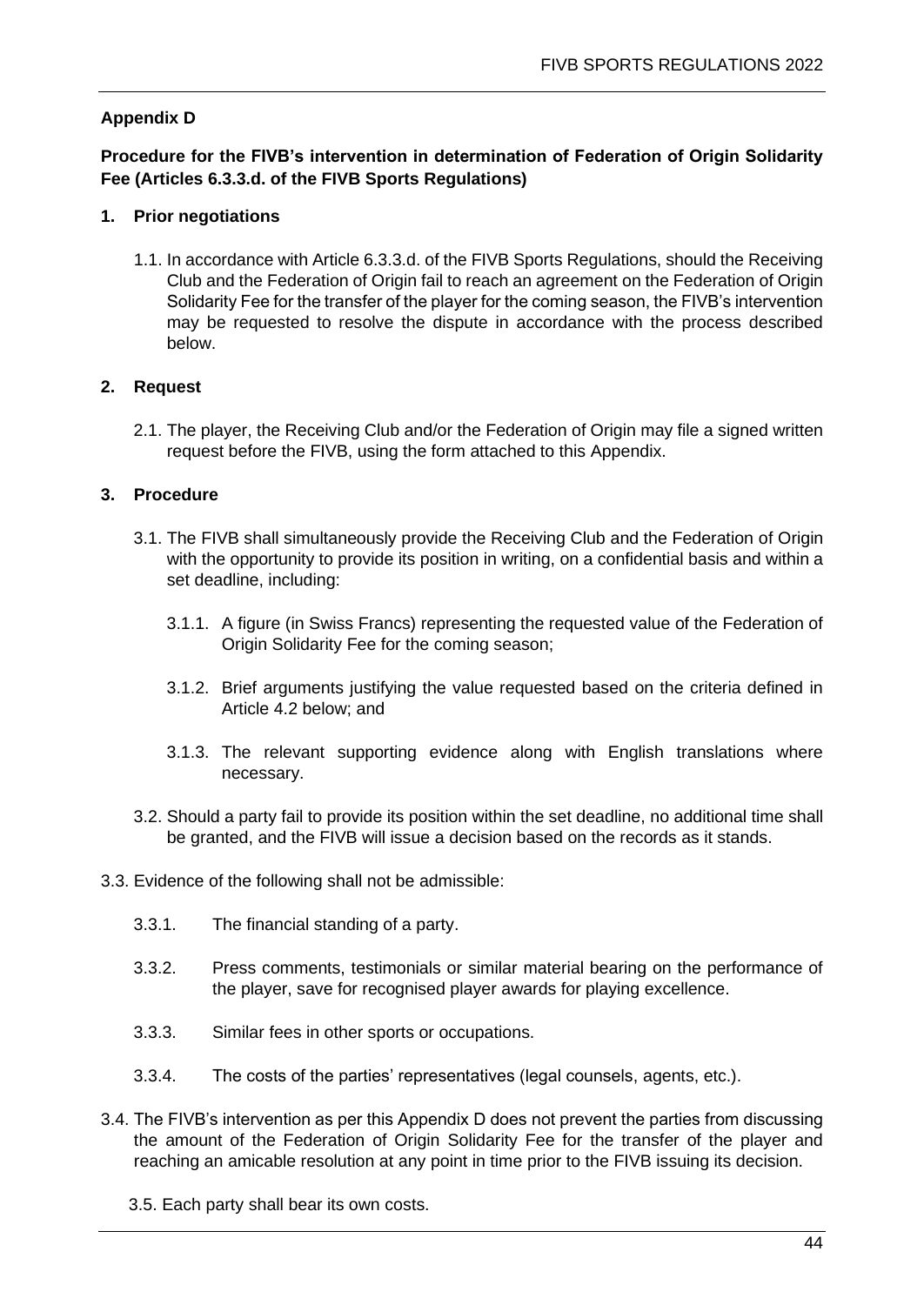## Appendix D

### Procedure for the FIVB's intervention in determination of Federation of Origin Solidarity Fee (Articles 6.3.3.d. of the FIVB Sports Regulations)

#### 1. Prior negotiations

1.1. In accordance with Article 6.3.3.d. of the FIVB Sports Regulations, should the Receiving Club and the Federation of Origin fail to reach an agreement on the Federation of Origin Solidarity Fee for the transfer of the player for the coming season, the FIVB's intervention may be requested to resolve the dispute in accordance with the process described below.

#### 2. Request

2.1. The player, the Receiving Club and/or the Federation of Origin may file a signed written request before the FIVB, using the form attached to this Appendix.

#### 3. Procedure

3.1. The FIVB shall simultaneously provide the Receiving Club and the Federation of Origin with the opportunity to provide its position in writing, on a confidential basis and within a set deadline, including:

3.1.1. A figure (in Swiss Francs) representing the requested value of the Federation of Origin Solidarity Fee for the coming season;

3.1.2. Brief arguments justifying the value requested based on the criteria defined in Article 4.2 below; and

3.1.3. The relevant supporting evidence along with English translations where necessary.

3.2. Should a party fail to provide its position within the set deadline, no additional time shall be granted, and the FIVB will issue a decision based on the records as it stands.

3.3. Evidence of the following shall not be admissible:

3.3.1. The financial standing of a party.

3.3.2. Press comments, testimonials or similar material bearing on the performance of the player, save for recognised player awards for playing excellence.

3.3.3. Similar fees in other sports or occupations.

3.3.4. The costs of the parties' representatives (legal counsels, agents, etc.).

3.4. The FIVB's intervention as per this Appendix D does not prevent the parties from discussing the amount of the Federation of Origin Solidarity Fee for the transfer of the player and reaching an amicable resolution at any point in time prior to the FIVB issuing its decision.

3.5. Each party shall bear its own costs.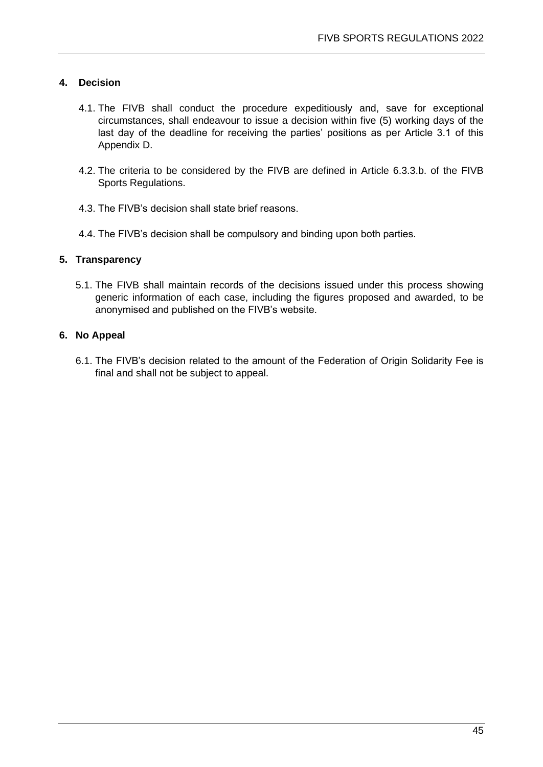## 4. Decision

4.1. The FIVB shall conduct the procedure expeditiously and, save for exceptional circumstances, shall endeavour to issue a decision within five (5) working days of the last day of the deadline for receiving the parties' positions as per Article 3.1 of this Appendix D.

4.2. The criteria to be considered by the FIVB are defined in Article 6.3.3.b. of the FIVB Sports Regulations.

4.3. The FIVB's decision shall state brief reasons.

4.4. The FIVB's decision shall be compulsory and binding upon both parties.

## 5. Transparency

5.1. The FIVB shall maintain records of the decisions issued under this process showing generic information of each case, including the figures proposed and awarded, to be anonymised and published on the FIVB's website.

## 6. No Appeal

6.1. The FIVB's decision related to the amount of the Federation of Origin Solidarity Fee is final and shall not be subject to appeal.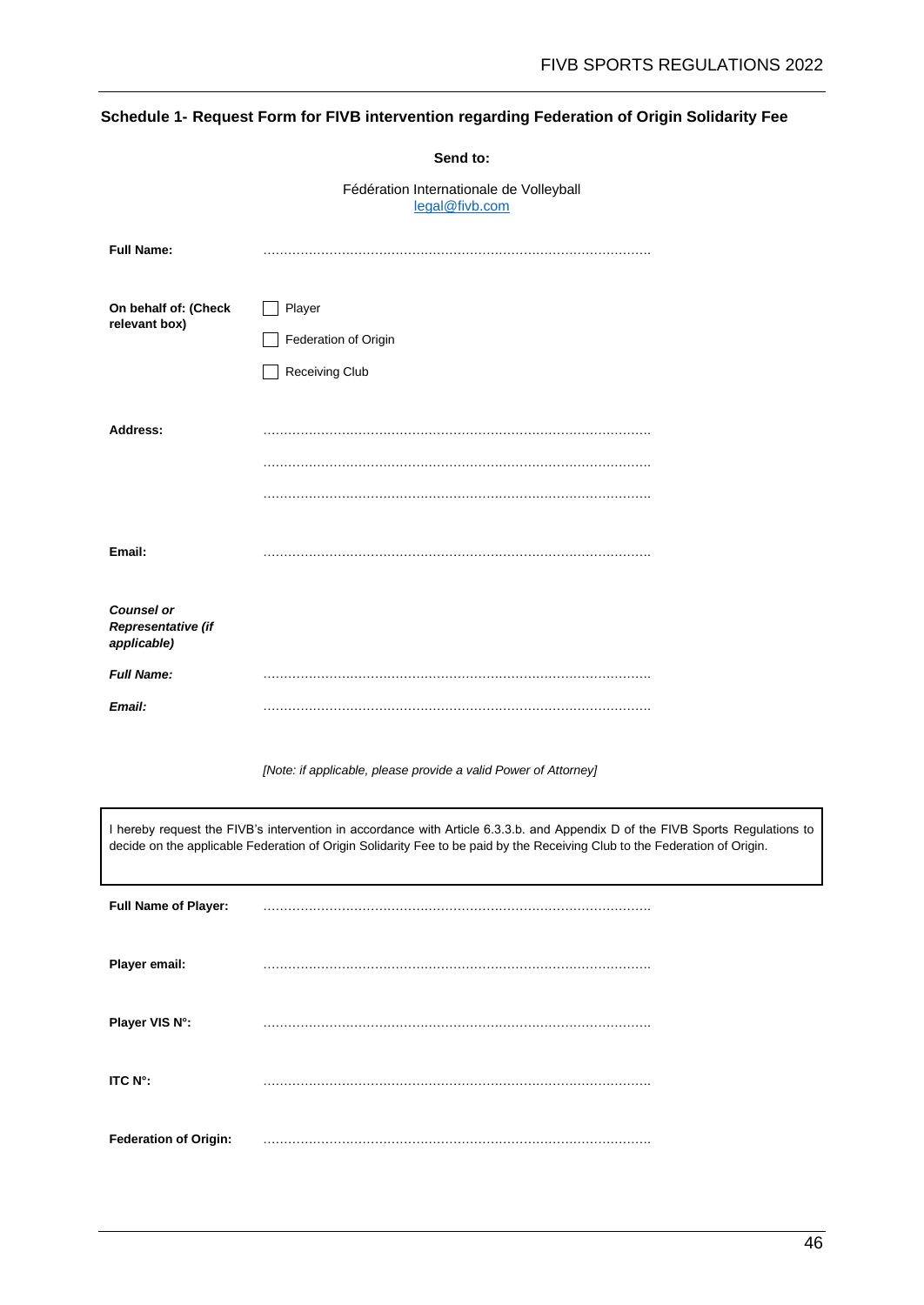## Schedule 1- Request Form for FIVB intervention regarding Federation of Origin Solidarity Fee

**Send to:**

Fédération Internationale de Volleyball
legal@fivb.com

**Full Name:** ………………………………………………………………………………….

**On behalf of: (Check relevant box)**

- ☐ Player
- ☐ Federation of Origin
- ☐ Receiving Club

**Address:** ………………………………………………………………………………….

………………………………………………………………………………….

………………………………………………………………………………….

**Email:** ………………………………………………………………………………….

***Counsel or Representative (if applicable)***

***Full Name:*** ………………………………………………………………………………….

***Email:*** ………………………………………………………………………………….

*[Note: if applicable, please provide a valid Power of Attorney]*

> I hereby request the FIVB's intervention in accordance with Article 6.3.3.b. and Appendix D of the FIVB Sports Regulations to decide on the applicable Federation of Origin Solidarity Fee to be paid by the Receiving Club to the Federation of Origin.

**Full Name of Player:** ………………………………………………………………………………….

**Player email:** ………………………………………………………………………………….

**Player VIS N°:** ………………………………………………………………………………….

**ITC N°:** ………………………………………………………………………………….

**Federation of Origin:** ………………………………………………………………………………….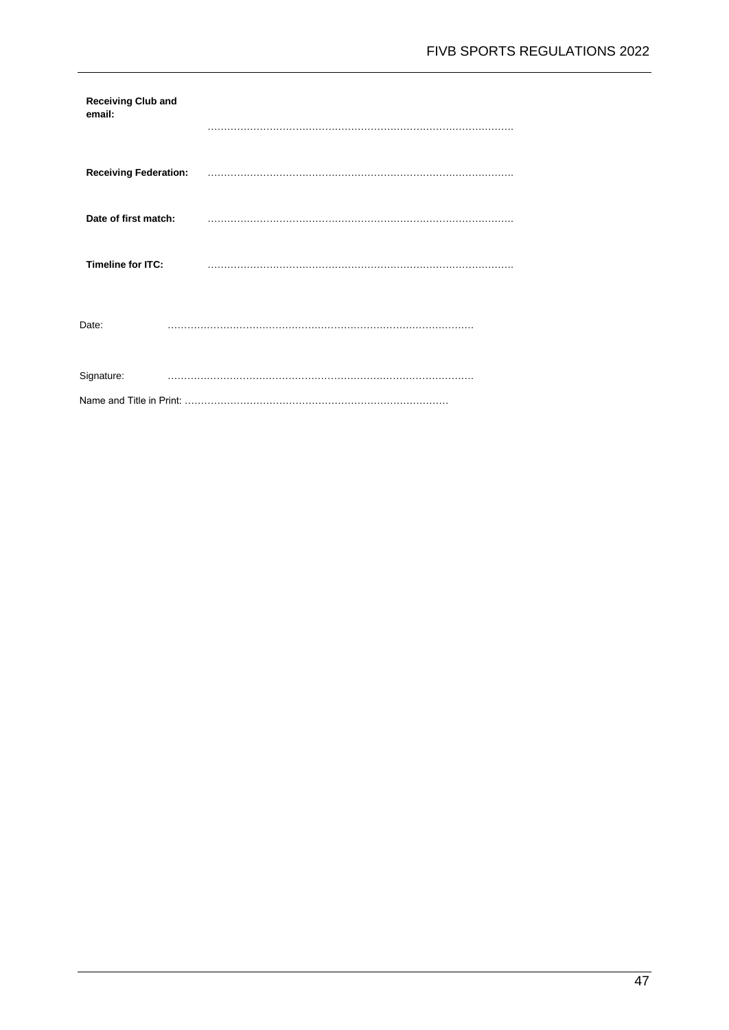**Receiving Club and email:** ………………………………………………………………………………….

**Receiving Federation:** ………………………………………………………………………………….

**Date of first match:** ………………………………………………………………………………….

**Timeline for ITC:** ………………………………………………………………………………….

Date: …………………………………………………………………………………

Signature: …………………………………………………………………………………

Name and Title in Print: ………………………………………………………………………